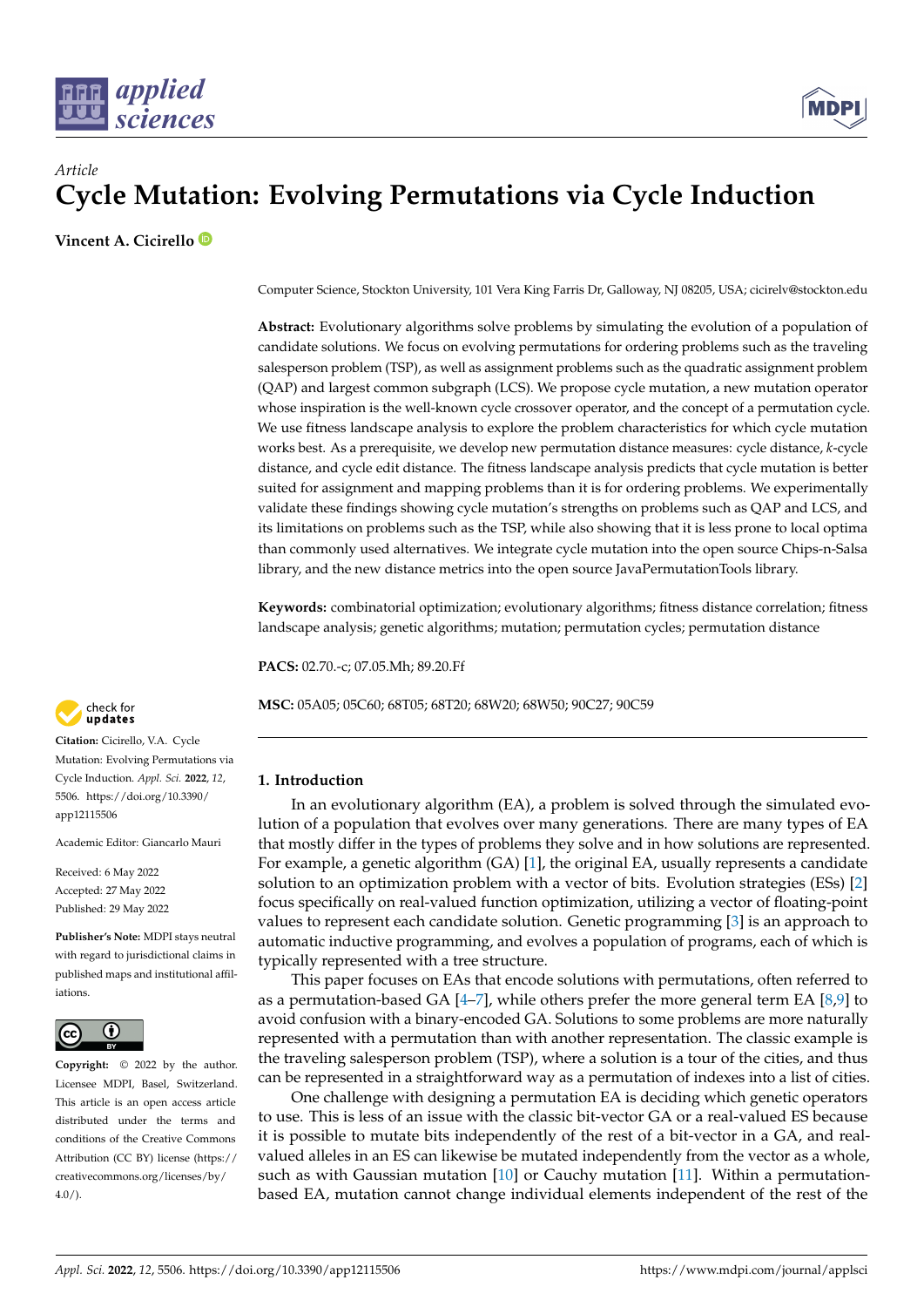*Article*

# Cycle Mutation: Evolving Permutations via Cycle Induction

**Vincent A. Cicirello**

Computer Science, Stockton University, 101 Vera King Farris Dr, Galloway, NJ 08205, USA; cicirelv@stockton.edu

**Abstract:** Evolutionary algorithms solve problems by simulating the evolution of a population of candidate solutions. We focus on evolving permutations for ordering problems such as the traveling salesperson problem (TSP), as well as assignment problems such as the quadratic assignment problem (QAP) and largest common subgraph (LCS). We propose cycle mutation, a new mutation operator whose inspiration is the well-known cycle crossover operator, and the concept of a permutation cycle. We use fitness landscape analysis to explore the problem characteristics for which cycle mutation works best. As a prerequisite, we develop new permutation distance measures: cycle distance, $k$-cycle distance, and cycle edit distance. The fitness landscape analysis predicts that cycle mutation is better suited for assignment and mapping problems than it is for ordering problems. We experimentally validate these findings showing cycle mutation's strengths on problems such as QAP and LCS, and its limitations on problems such as the TSP, while also showing that it is less prone to local optima than commonly used alternatives. We integrate cycle mutation into the open source Chips-n-Salsa library, and the new distance metrics into the open source JavaPermutationTools library.

**Keywords:** combinatorial optimization; evolutionary algorithms; fitness distance correlation; fitness landscape analysis; genetic algorithms; mutation; permutation cycles; permutation distance

**PACS:** 02.70.-c; 07.05.Mh; 89.20.Ff

**MSC:** 05A05; 05C60; 68T05; 68T20; 68W20; 68W50; 90C27; 90C59

**Citation:** Cicirello, V.A. Cycle Mutation: Evolving Permutations via Cycle Induction. *Appl. Sci.* **2022**, *12*, 5506. https://doi.org/10.3390/app12115506

Academic Editor: Giancarlo Mauri

Received: 6 May 2022
Accepted: 27 May 2022
Published: 29 May 2022

**Publisher's Note:** MDPI stays neutral with regard to jurisdictional claims in published maps and institutional affiliations.

**Copyright:** © 2022 by the author. Licensee MDPI, Basel, Switzerland. This article is an open access article distributed under the terms and conditions of the Creative Commons Attribution (CC BY) license (https://creativecommons.org/licenses/by/4.0/).

## 1. Introduction

In an evolutionary algorithm (EA), a problem is solved through the simulated evolution of a population that evolves over many generations. There are many types of EA that mostly differ in the types of problems they solve and in how solutions are represented. For example, a genetic algorithm (GA) [1], the original EA, usually represents a candidate solution to an optimization problem with a vector of bits. Evolution strategies (ESs) [2] focus specifically on real-valued function optimization, utilizing a vector of floating-point values to represent each candidate solution. Genetic programming [3] is an approach to automatic inductive programming, and evolves a population of programs, each of which is typically represented with a tree structure.

This paper focuses on EAs that encode solutions with permutations, often referred to as a permutation-based GA [4–7], while others prefer the more general term EA [8,9] to avoid confusion with a binary-encoded GA. Solutions to some problems are more naturally represented with a permutation than with another representation. The classic example is the traveling salesperson problem (TSP), where a solution is a tour of the cities, and thus can be represented in a straightforward way as a permutation of indexes into a list of cities.

One challenge with designing a permutation EA is deciding which genetic operators to use. This is less of an issue with the classic bit-vector GA or a real-valued ES because it is possible to mutate bits independently of the rest of a bit-vector in a GA, and real-valued alleles in an ES can likewise be mutated independently from the vector as a whole, such as with Gaussian mutation [10] or Cauchy mutation [11]. Within a permutation-based EA, mutation cannot change individual elements independent of the rest of the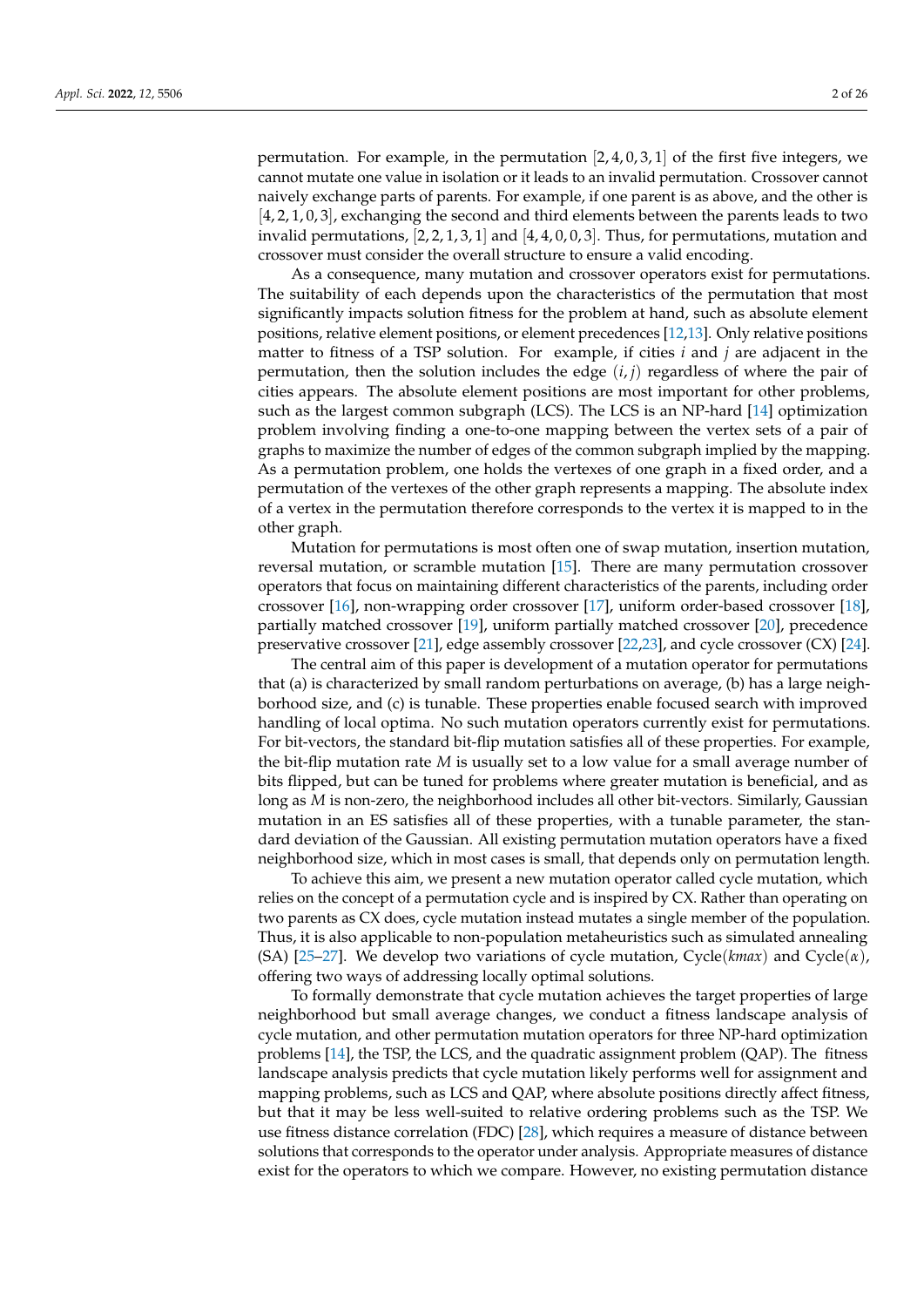permutation. For example, in the permutation $[2, 4, 0, 3, 1]$ of the first five integers, we cannot mutate one value in isolation or it leads to an invalid permutation. Crossover cannot naively exchange parts of parents. For example, if one parent is as above, and the other is $[4, 2, 1, 0, 3]$, exchanging the second and third elements between the parents leads to two invalid permutations, $[2, 2, 1, 3, 1]$ and $[4, 4, 0, 0, 3]$. Thus, for permutations, mutation and crossover must consider the overall structure to ensure a valid encoding.

As a consequence, many mutation and crossover operators exist for permutations. The suitability of each depends upon the characteristics of the permutation that most significantly impacts solution fitness for the problem at hand, such as absolute element positions, relative element positions, or element precedences [12,13]. Only relative positions matter to fitness of a TSP solution. For example, if cities $i$ and $j$ are adjacent in the permutation, then the solution includes the edge $(i, j)$ regardless of where the pair of cities appears. The absolute element positions are most important for other problems, such as the largest common subgraph (LCS). The LCS is an NP-hard [14] optimization problem involving finding a one-to-one mapping between the vertex sets of a pair of graphs to maximize the number of edges of the common subgraph implied by the mapping. As a permutation problem, one holds the vertexes of one graph in a fixed order, and a permutation of the vertexes of the other graph represents a mapping. The absolute index of a vertex in the permutation therefore corresponds to the vertex it is mapped to in the other graph.

Mutation for permutations is most often one of swap mutation, insertion mutation, reversal mutation, or scramble mutation [15]. There are many permutation crossover operators that focus on maintaining different characteristics of the parents, including order crossover [16], non-wrapping order crossover [17], uniform order-based crossover [18], partially matched crossover [19], uniform partially matched crossover [20], precedence preservative crossover [21], edge assembly crossover [22,23], and cycle crossover (CX) [24].

The central aim of this paper is development of a mutation operator for permutations that (a) is characterized by small random perturbations on average, (b) has a large neighborhood size, and (c) is tunable. These properties enable focused search with improved handling of local optima. No such mutation operators currently exist for permutations. For bit-vectors, the standard bit-flip mutation satisfies all of these properties. For example, the bit-flip mutation rate $M$ is usually set to a low value for a small average number of bits flipped, but can be tuned for problems where greater mutation is beneficial, and as long as $M$ is non-zero, the neighborhood includes all other bit-vectors. Similarly, Gaussian mutation in an ES satisfies all of these properties, with a tunable parameter, the standard deviation of the Gaussian. All existing permutation mutation operators have a fixed neighborhood size, which in most cases is small, that depends only on permutation length.

To achieve this aim, we present a new mutation operator called cycle mutation, which relies on the concept of a permutation cycle and is inspired by CX. Rather than operating on two parents as CX does, cycle mutation instead mutates a single member of the population. Thus, it is also applicable to non-population metaheuristics such as simulated annealing (SA) [25–27]. We develop two variations of cycle mutation, Cycle($kmax$) and Cycle($\alpha$), offering two ways of addressing locally optimal solutions.

To formally demonstrate that cycle mutation achieves the target properties of large neighborhood but small average changes, we conduct a fitness landscape analysis of cycle mutation, and other permutation mutation operators for three NP-hard optimization problems [14], the TSP, the LCS, and the quadratic assignment problem (QAP). The fitness landscape analysis predicts that cycle mutation likely performs well for assignment and mapping problems, such as LCS and QAP, where absolute positions directly affect fitness, but that it may be less well-suited to relative ordering problems such as the TSP. We use fitness distance correlation (FDC) [28], which requires a measure of distance between solutions that corresponds to the operator under analysis. Appropriate measures of distance exist for the operators to which we compare. However, no existing permutation distance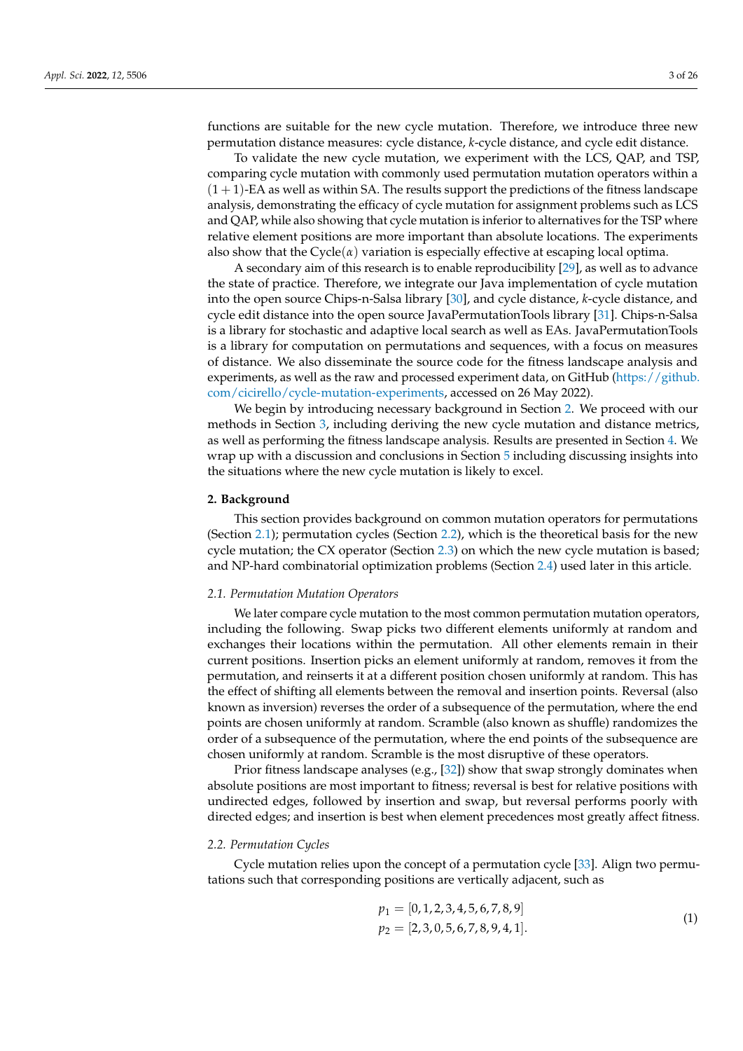functions are suitable for the new cycle mutation. Therefore, we introduce three new permutation distance measures: cycle distance, $k$-cycle distance, and cycle edit distance.

To validate the new cycle mutation, we experiment with the LCS, QAP, and TSP, comparing cycle mutation with commonly used permutation mutation operators within a $(1+1)$-EA as well as within SA. The results support the predictions of the fitness landscape analysis, demonstrating the efficacy of cycle mutation for assignment problems such as LCS and QAP, while also showing that cycle mutation is inferior to alternatives for the TSP where relative element positions are more important than absolute locations. The experiments also show that the Cycle($\alpha$) variation is especially effective at escaping local optima.

A secondary aim of this research is to enable reproducibility [29], as well as to advance the state of practice. Therefore, we integrate our Java implementation of cycle mutation into the open source Chips-n-Salsa library [30], and cycle distance, $k$-cycle distance, and cycle edit distance into the open source JavaPermutationTools library [31]. Chips-n-Salsa is a library for stochastic and adaptive local search as well as EAs. JavaPermutationTools is a library for computation on permutations and sequences, with a focus on measures of distance. We also disseminate the source code for the fitness landscape analysis and experiments, as well as the raw and processed experiment data, on GitHub (https://github.com/cicirello/cycle-mutation-experiments, accessed on 26 May 2022).

We begin by introducing necessary background in Section 2. We proceed with our methods in Section 3, including deriving the new cycle mutation and distance metrics, as well as performing the fitness landscape analysis. Results are presented in Section 4. We wrap up with a discussion and conclusions in Section 5 including discussing insights into the situations where the new cycle mutation is likely to excel.

## 2. Background

This section provides background on common mutation operators for permutations (Section 2.1); permutation cycles (Section 2.2), which is the theoretical basis for the new cycle mutation; the CX operator (Section 2.3) on which the new cycle mutation is based; and NP-hard combinatorial optimization problems (Section 2.4) used later in this article.

### *2.1. Permutation Mutation Operators*

We later compare cycle mutation to the most common permutation mutation operators, including the following. Swap picks two different elements uniformly at random and exchanges their locations within the permutation. All other elements remain in their current positions. Insertion picks an element uniformly at random, removes it from the permutation, and reinserts it at a different position chosen uniformly at random. This has the effect of shifting all elements between the removal and insertion points. Reversal (also known as inversion) reverses the order of a subsequence of the permutation, where the end points are chosen uniformly at random. Scramble (also known as shuffle) randomizes the order of a subsequence of the permutation, where the end points of the subsequence are chosen uniformly at random. Scramble is the most disruptive of these operators.

Prior fitness landscape analyses (e.g., [32]) show that swap strongly dominates when absolute positions are most important to fitness; reversal is best for relative positions with undirected edges, followed by insertion and swap, but reversal performs poorly with directed edges; and insertion is best when element precedences most greatly affect fitness.

### *2.2. Permutation Cycles*

Cycle mutation relies upon the concept of a permutation cycle [33]. Align two permutations such that corresponding positions are vertically adjacent, such as

$$
\begin{aligned}
p_1 &= [0,1,2,3,4,5,6,7,8,9] \\
p_2 &= [2,3,0,5,6,7,8,9,4,1].
\end{aligned}
\tag{1}
$$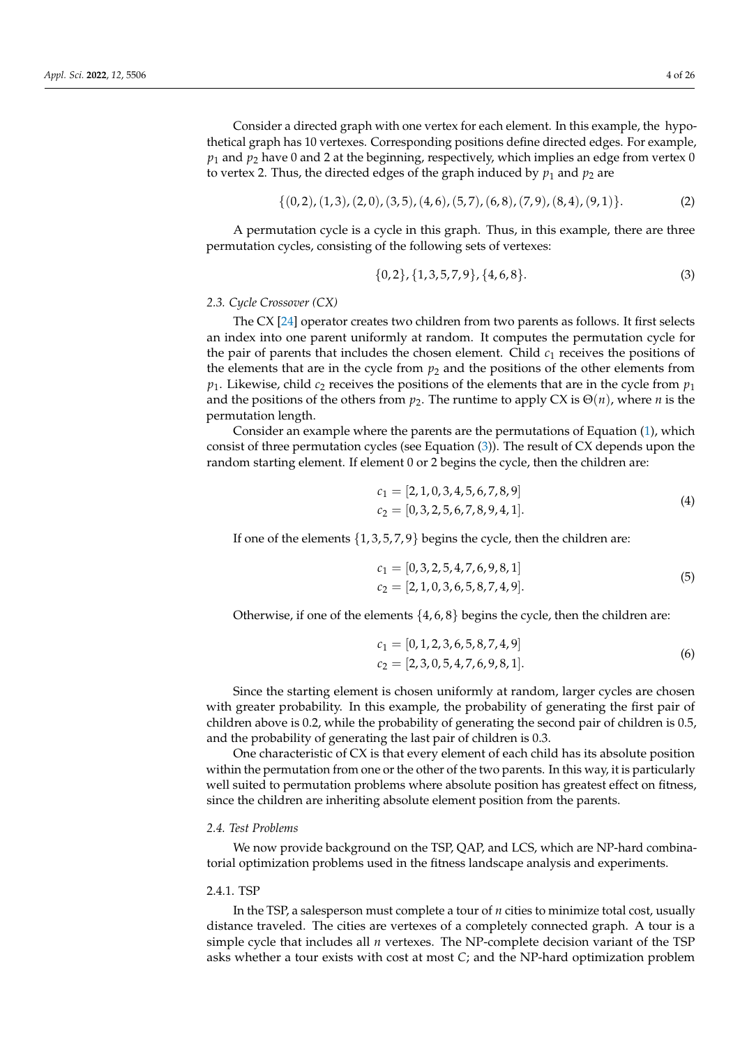Consider a directed graph with one vertex for each element. In this example, the hypothetical graph has 10 vertexes. Corresponding positions define directed edges. For example, $p_1$ and $p_2$ have 0 and 2 at the beginning, respectively, which implies an edge from vertex 0 to vertex 2. Thus, the directed edges of the graph induced by $p_1$ and $p_2$ are

$$\{(0,2),(1,3),(2,0),(3,5),(4,6),(5,7),(6,8),(7,9),(8,4),(9,1)\}. \tag{2}$$

A permutation cycle is a cycle in this graph. Thus, in this example, there are three permutation cycles, consisting of the following sets of vertexes:

$$\{0,2\},\{1,3,5,7,9\},\{4,6,8\}. \tag{3}$$

### 2.3. Cycle Crossover (CX)

The CX [24] operator creates two children from two parents as follows. It first selects an index into one parent uniformly at random. It computes the permutation cycle for the pair of parents that includes the chosen element. Child $c_1$ receives the positions of the elements that are in the cycle from $p_2$ and the positions of the other elements from $p_1$. Likewise, child $c_2$ receives the positions of the elements that are in the cycle from $p_1$ and the positions of the others from $p_2$. The runtime to apply CX is $\Theta(n)$, where $n$ is the permutation length.

Consider an example where the parents are the permutations of Equation (1), which consist of three permutation cycles (see Equation (3)). The result of CX depends upon the random starting element. If element 0 or 2 begins the cycle, then the children are:

$$\begin{aligned} c_1 &= [2,1,0,3,4,5,6,7,8,9] \\ c_2 &= [0,3,2,5,6,7,8,9,4,1]. \end{aligned} \tag{4}$$

If one of the elements $\{1,3,5,7,9\}$ begins the cycle, then the children are:

$$\begin{aligned} c_1 &= [0,3,2,5,4,7,6,9,8,1] \\ c_2 &= [2,1,0,3,6,5,8,7,4,9]. \end{aligned} \tag{5}$$

Otherwise, if one of the elements $\{4,6,8\}$ begins the cycle, then the children are:

$$\begin{aligned} c_1 &= [0,1,2,3,6,5,8,7,4,9] \\ c_2 &= [2,3,0,5,4,7,6,9,8,1]. \end{aligned} \tag{6}$$

Since the starting element is chosen uniformly at random, larger cycles are chosen with greater probability. In this example, the probability of generating the first pair of children above is 0.2, while the probability of generating the second pair of children is 0.5, and the probability of generating the last pair of children is 0.3.

One characteristic of CX is that every element of each child has its absolute position within the permutation from one or the other of the two parents. In this way, it is particularly well suited to permutation problems where absolute position has greatest effect on fitness, since the children are inheriting absolute element position from the parents.

### 2.4. Test Problems

We now provide background on the TSP, QAP, and LCS, which are NP-hard combinatorial optimization problems used in the fitness landscape analysis and experiments.

#### 2.4.1. TSP

In the TSP, a salesperson must complete a tour of $n$ cities to minimize total cost, usually distance traveled. The cities are vertexes of a completely connected graph. A tour is a simple cycle that includes all $n$ vertexes. The NP-complete decision variant of the TSP asks whether a tour exists with cost at most $C$; and the NP-hard optimization problem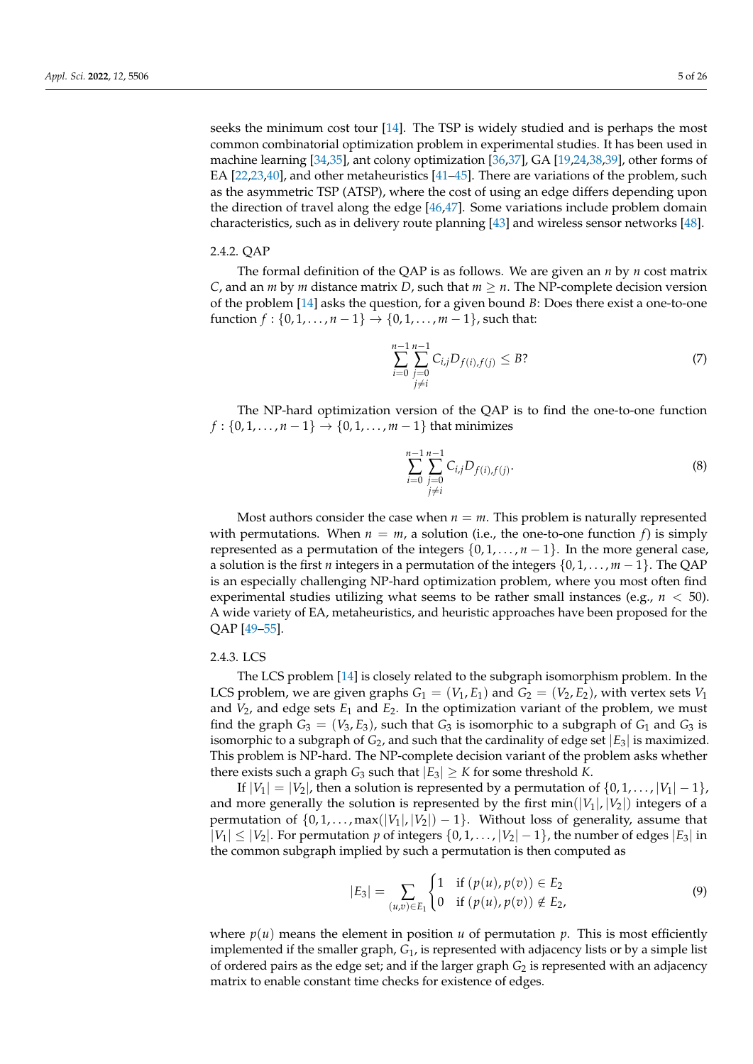seeks the minimum cost tour [14]. The TSP is widely studied and is perhaps the most common combinatorial optimization problem in experimental studies. It has been used in machine learning [34,35], ant colony optimization [36,37], GA [19,24,38,39], other forms of EA [22,23,40], and other metaheuristics [41–45]. There are variations of the problem, such as the asymmetric TSP (ATSP), where the cost of using an edge differs depending upon the direction of travel along the edge [46,47]. Some variations include problem domain characteristics, such as in delivery route planning [43] and wireless sensor networks [48].

#### 2.4.2. QAP

The formal definition of the QAP is as follows. We are given an $n$ by $n$ cost matrix $C$, and an $m$ by $m$ distance matrix $D$, such that $m \geq n$. The NP-complete decision version of the problem [14] asks the question, for a given bound $B$: Does there exist a one-to-one function $f : \{0, 1, \ldots, n-1\} \rightarrow \{0, 1, \ldots, m-1\}$, such that:

$$\sum_{i=0}^{n-1} \sum_{\substack{j=0 \\ j \neq i}}^{n-1} C_{i,j} D_{f(i),f(j)} \leq B? \tag{7}$$

The NP-hard optimization version of the QAP is to find the one-to-one function $f : \{0, 1, \ldots, n-1\} \rightarrow \{0, 1, \ldots, m-1\}$ that minimizes

$$\sum_{i=0}^{n-1} \sum_{\substack{j=0 \\ j \neq i}}^{n-1} C_{i,j} D_{f(i),f(j)}. \tag{8}$$

Most authors consider the case when $n = m$. This problem is naturally represented with permutations. When $n = m$, a solution (i.e., the one-to-one function $f$) is simply represented as a permutation of the integers $\{0, 1, \ldots, n-1\}$. In the more general case, a solution is the first $n$ integers in a permutation of the integers $\{0, 1, \ldots, m-1\}$. The QAP is an especially challenging NP-hard optimization problem, where you most often find experimental studies utilizing what seems to be rather small instances (e.g., $n < 50$). A wide variety of EA, metaheuristics, and heuristic approaches have been proposed for the QAP [49–55].

#### 2.4.3. LCS

The LCS problem [14] is closely related to the subgraph isomorphism problem. In the LCS problem, we are given graphs $G_1 = (V_1, E_1)$ and $G_2 = (V_2, E_2)$, with vertex sets $V_1$ and $V_2$, and edge sets $E_1$ and $E_2$. In the optimization variant of the problem, we must find the graph $G_3 = (V_3, E_3)$, such that $G_3$ is isomorphic to a subgraph of $G_1$ and $G_3$ is isomorphic to a subgraph of $G_2$, and such that the cardinality of edge set $|E_3|$ is maximized. This problem is NP-hard. The NP-complete decision variant of the problem asks whether there exists such a graph $G_3$ such that $|E_3| \geq K$ for some threshold $K$.

If $|V_1| = |V_2|$, then a solution is represented by a permutation of $\{0, 1, \ldots, |V_1| - 1\}$, and more generally the solution is represented by the first $\min(|V_1|, |V_2|)$ integers of a permutation of $\{0, 1, \ldots, \max(|V_1|, |V_2|) - 1\}$. Without loss of generality, assume that $|V_1| \leq |V_2|$. For permutation $p$ of integers $\{0, 1, \ldots, |V_2| - 1\}$, the number of edges $|E_3|$ in the common subgraph implied by such a permutation is then computed as

$$|E_3| = \sum_{(u,v) \in E_1} \begin{cases} 1 & \text{if } (p(u), p(v)) \in E_2 \\ 0 & \text{if } (p(u), p(v)) \notin E_2, \end{cases} \tag{9}$$

where $p(u)$ means the element in position $u$ of permutation $p$. This is most efficiently implemented if the smaller graph, $G_1$, is represented with adjacency lists or by a simple list of ordered pairs as the edge set; and if the larger graph $G_2$ is represented with an adjacency matrix to enable constant time checks for existence of edges.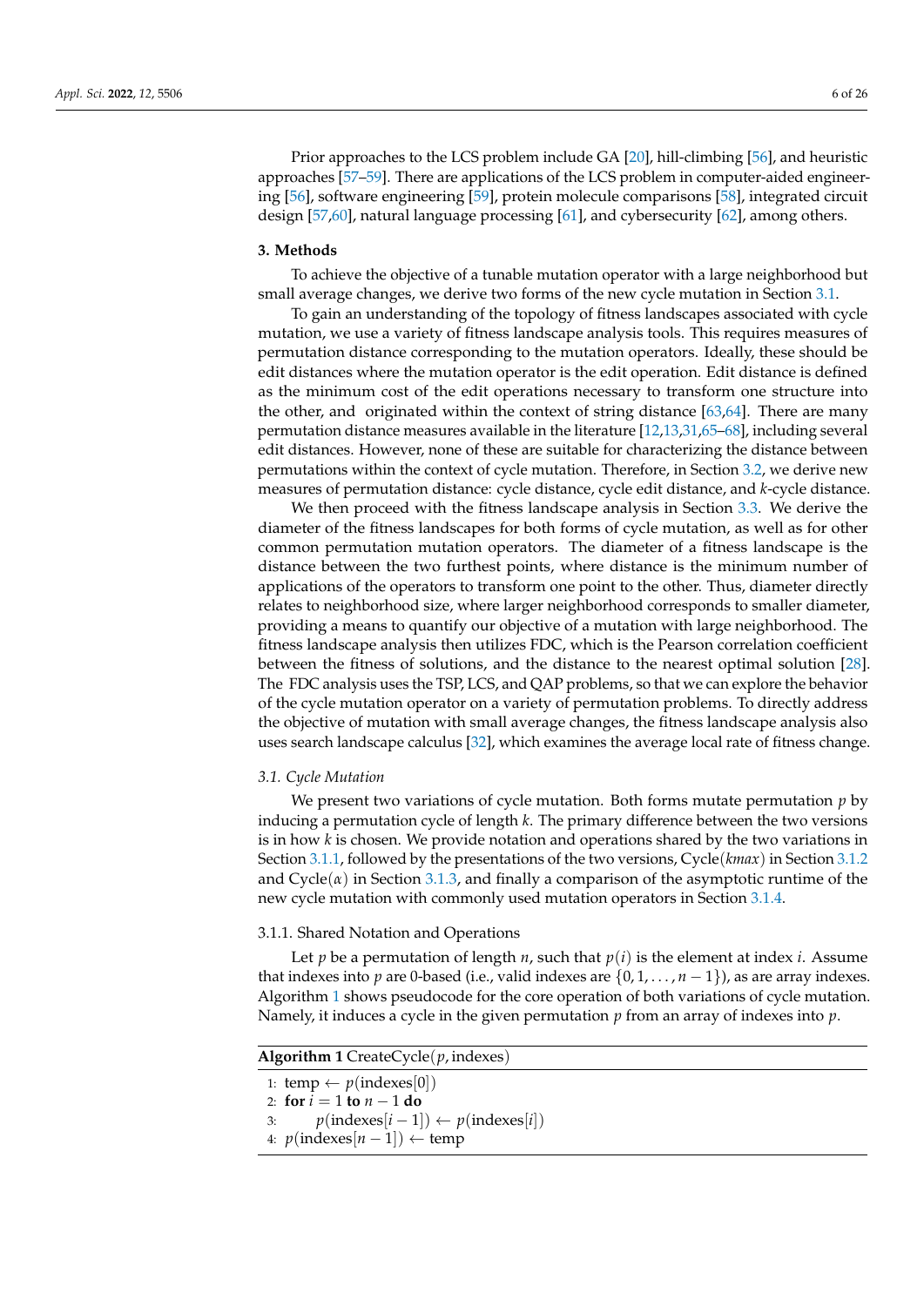Prior approaches to the LCS problem include GA [20], hill-climbing [56], and heuristic approaches [57–59]. There are applications of the LCS problem in computer-aided engineering [56], software engineering [59], protein molecule comparisons [58], integrated circuit design [57,60], natural language processing [61], and cybersecurity [62], among others.

## 3. Methods

To achieve the objective of a tunable mutation operator with a large neighborhood but small average changes, we derive two forms of the new cycle mutation in Section 3.1.

To gain an understanding of the topology of fitness landscapes associated with cycle mutation, we use a variety of fitness landscape analysis tools. This requires measures of permutation distance corresponding to the mutation operators. Ideally, these should be edit distances where the mutation operator is the edit operation. Edit distance is defined as the minimum cost of the edit operations necessary to transform one structure into the other, and originated within the context of string distance [63,64]. There are many permutation distance measures available in the literature [12,13,31,65–68], including several edit distances. However, none of these are suitable for characterizing the distance between permutations within the context of cycle mutation. Therefore, in Section 3.2, we derive new measures of permutation distance: cycle distance, cycle edit distance, and $k$-cycle distance.

We then proceed with the fitness landscape analysis in Section 3.3. We derive the diameter of the fitness landscapes for both forms of cycle mutation, as well as for other common permutation mutation operators. The diameter of a fitness landscape is the distance between the two furthest points, where distance is the minimum number of applications of the operators to transform one point to the other. Thus, diameter directly relates to neighborhood size, where larger neighborhood corresponds to smaller diameter, providing a means to quantify our objective of a mutation with large neighborhood. The fitness landscape analysis then utilizes FDC, which is the Pearson correlation coefficient between the fitness of solutions, and the distance to the nearest optimal solution [28]. The FDC analysis uses the TSP, LCS, and QAP problems, so that we can explore the behavior of the cycle mutation operator on a variety of permutation problems. To directly address the objective of mutation with small average changes, the fitness landscape analysis also uses search landscape calculus [32], which examines the average local rate of fitness change.

### 3.1. Cycle Mutation

We present two variations of cycle mutation. Both forms mutate permutation $p$ by inducing a permutation cycle of length $k$. The primary difference between the two versions is in how $k$ is chosen. We provide notation and operations shared by the two variations in Section 3.1.1, followed by the presentations of the two versions, Cycle($kmax$) in Section 3.1.2 and Cycle($\alpha$) in Section 3.1.3, and finally a comparison of the asymptotic runtime of the new cycle mutation with commonly used mutation operators in Section 3.1.4.

#### 3.1.1. Shared Notation and Operations

Let $p$ be a permutation of length $n$, such that $p(i)$ is the element at index $i$. Assume that indexes into $p$ are 0-based (i.e., valid indexes are $\{0, 1, \ldots, n-1\}$), as are array indexes. Algorithm 1 shows pseudocode for the core operation of both variations of cycle mutation. Namely, it induces a cycle in the given permutation $p$ from an array of indexes into $p$.

**Algorithm 1** CreateCycle($p$, indexes)

```
1: temp ← p(indexes[0])
2: for i = 1 to n − 1 do
3:     p(indexes[i − 1]) ← p(indexes[i])
4: p(indexes[n − 1]) ← temp
```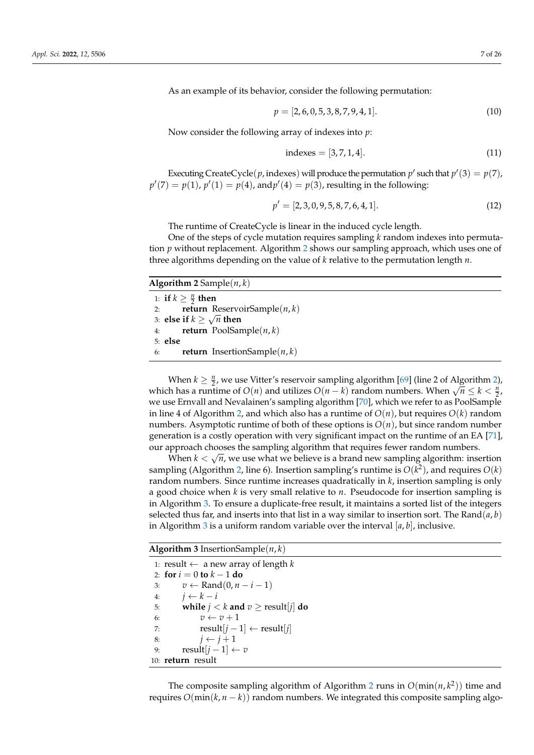As an example of its behavior, consider the following permutation:

$$p = [2, 6, 0, 5, 3, 8, 7, 9, 4, 1]. \tag{10}$$

Now consider the following array of indexes into $p$:

$$\text{indexes} = [3, 7, 1, 4]. \tag{11}$$

Executing CreateCycle$(p, \text{indexes})$ will produce the permutation $p'$ such that $p'(3) = p(7)$, $p'(7) = p(1)$, $p'(1) = p(4)$, and $p'(4) = p(3)$, resulting in the following:

$$p' = [2, 3, 0, 9, 5, 8, 7, 6, 4, 1]. \tag{12}$$

The runtime of CreateCycle is linear in the induced cycle length.

One of the steps of cycle mutation requires sampling $k$ random indexes into permutation $p$ without replacement. Algorithm 2 shows our sampling approach, which uses one of three algorithms depending on the value of $k$ relative to the permutation length $n$.

**Algorithm 2** Sample$(n, k)$

```
1: if k ≥ n/2 then
2:     return ReservoirSample(n, k)
3: else if k ≥ √n then
4:     return PoolSample(n, k)
5: else
6:     return InsertionSample(n, k)
```

When $k \geq \frac{n}{2}$, we use Vitter's reservoir sampling algorithm [69] (line 2 of Algorithm 2), which has a runtime of $O(n)$ and utilizes $O(n-k)$ random numbers. When $\sqrt{n} \leq k < \frac{n}{2}$, we use Ernvall and Nevalainen's sampling algorithm [70], which we refer to as PoolSample in line 4 of Algorithm 2, and which also has a runtime of $O(n)$, but requires $O(k)$ random numbers. Asymptotic runtime of both of these options is $O(n)$, but since random number generation is a costly operation with very significant impact on the runtime of an EA [71], our approach chooses the sampling algorithm that requires fewer random numbers.

When $k < \sqrt{n}$, we use what we believe is a brand new sampling algorithm: insertion sampling (Algorithm 2, line 6). Insertion sampling's runtime is $O(k^2)$, and requires $O(k)$ random numbers. Since runtime increases quadratically in $k$, insertion sampling is only a good choice when $k$ is very small relative to $n$. Pseudocode for insertion sampling is in Algorithm 3. To ensure a duplicate-free result, it maintains a sorted list of the integers selected thus far, and inserts into that list in a way similar to insertion sort. The Rand$(a, b)$ in Algorithm 3 is a uniform random variable over the interval $[a, b]$, inclusive.

**Algorithm 3** InsertionSample$(n, k)$

```
1: result ← a new array of length k
2: for i = 0 to k − 1 do
3:     v ← Rand(0, n − i − 1)
4:     j ← k − i
5:     while j < k and v ≥ result[j] do
6:         v ← v + 1
7:         result[j − 1] ← result[j]
8:         j ← j + 1
9:     result[j − 1] ← v
10: return result
```

The composite sampling algorithm of Algorithm 2 runs in $O(\min(n, k^2))$ time and requires $O(\min(k, n-k))$ random numbers. We integrated this composite sampling algo-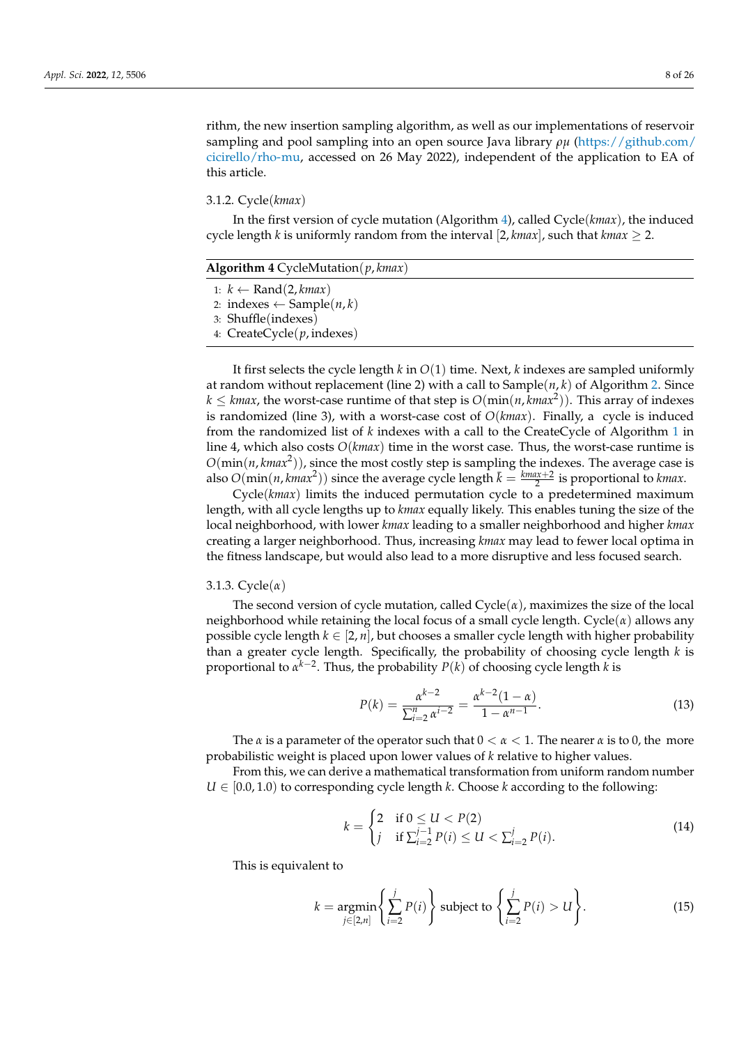rithm, the new insertion sampling algorithm, as well as our implementations of reservoir sampling and pool sampling into an open source Java library $\rho\mu$ (https://github.com/cicirello/rho-mu, accessed on 26 May 2022), independent of the application to EA of this article.

### 3.1.2. Cycle($kmax$)

In the first version of cycle mutation (Algorithm 4), called Cycle($kmax$), the induced cycle length $k$ is uniformly random from the interval $[2, kmax]$, such that $kmax \geq 2$.

**Algorithm 4** CycleMutation($p$, $kmax$)

1: $k \leftarrow \text{Rand}(2, kmax)$
2: indexes $\leftarrow$ Sample($n$, $k$)
3: Shuffle(indexes)
4: CreateCycle($p$, indexes)

It first selects the cycle length $k$ in $O(1)$ time. Next, $k$ indexes are sampled uniformly at random without replacement (line 2) with a call to Sample($n$, $k$) of Algorithm 2. Since $k \leq kmax$, the worst-case runtime of that step is $O(\min(n, kmax^2))$. This array of indexes is randomized (line 3), with a worst-case cost of $O(kmax)$. Finally, a cycle is induced from the randomized list of $k$ indexes with a call to the CreateCycle of Algorithm 1 in line 4, which also costs $O(kmax)$ time in the worst case. Thus, the worst-case runtime is $O(\min(n, kmax^2))$, since the most costly step is sampling the indexes. The average case is also $O(\min(n, kmax^2))$ since the average cycle length $\bar{k} = \frac{kmax+2}{2}$ is proportional to $kmax$.

Cycle($kmax$) limits the induced permutation cycle to a predetermined maximum length, with all cycle lengths up to $kmax$ equally likely. This enables tuning the size of the local neighborhood, with lower $kmax$ leading to a smaller neighborhood and higher $kmax$ creating a larger neighborhood. Thus, increasing $kmax$ may lead to fewer local optima in the fitness landscape, but would also lead to a more disruptive and less focused search.

### 3.1.3. Cycle($\alpha$)

The second version of cycle mutation, called Cycle($\alpha$), maximizes the size of the local neighborhood while retaining the local focus of a small cycle length. Cycle($\alpha$) allows any possible cycle length $k \in [2, n]$, but chooses a smaller cycle length with higher probability than a greater cycle length. Specifically, the probability of choosing cycle length $k$ is proportional to $\alpha^{k-2}$. Thus, the probability $P(k)$ of choosing cycle length $k$ is

$$P(k) = \frac{\alpha^{k-2}}{\sum_{i=2}^{n} \alpha^{i-2}} = \frac{\alpha^{k-2}(1-\alpha)}{1-\alpha^{n-1}}. \tag{13}$$

The $\alpha$ is a parameter of the operator such that $0 < \alpha < 1$. The nearer $\alpha$ is to 0, the more probabilistic weight is placed upon lower values of $k$ relative to higher values.

From this, we can derive a mathematical transformation from uniform random number $U \in [0.0, 1.0)$ to corresponding cycle length $k$. Choose $k$ according to the following:

$$k = \begin{cases} 2 & \text{if } 0 \leq U < P(2) \\ j & \text{if } \sum_{i=2}^{j-1} P(i) \leq U < \sum_{i=2}^{j} P(i). \end{cases} \tag{14}$$

This is equivalent to

$$k = \operatorname*{argmin}_{j \in [2,n]} \left\{ \sum_{i=2}^{j} P(i) \right\} \text{ subject to } \left\{ \sum_{i=2}^{j} P(i) > U \right\}. \tag{15}$$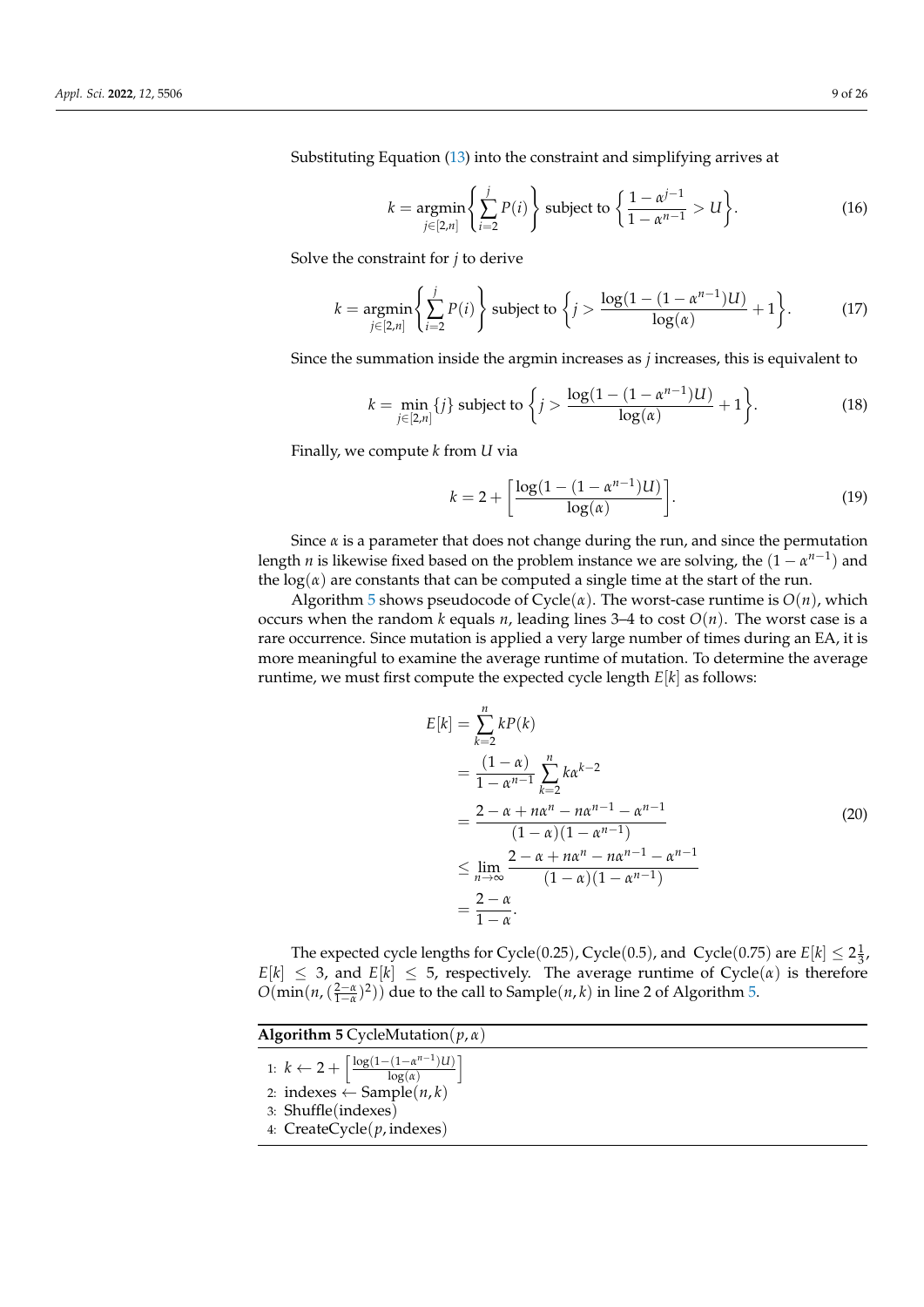Substituting Equation (13) into the constraint and simplifying arrives at

$$k = \underset{j \in [2,n]}{\operatorname{argmin}} \left\{ \sum_{i=2}^{j} P(i) \right\} \text{ subject to } \left\{ \frac{1 - \alpha^{j-1}}{1 - \alpha^{n-1}} > U \right\}. \tag{16}$$

Solve the constraint for $j$ to derive

$$k = \underset{j \in [2,n]}{\operatorname{argmin}} \left\{ \sum_{i=2}^{j} P(i) \right\} \text{ subject to } \left\{ j > \frac{\log(1 - (1 - \alpha^{n-1})U)}{\log(\alpha)} + 1 \right\}. \tag{17}$$

Since the summation inside the argmin increases as $j$ increases, this is equivalent to

$$k = \min_{j \in [2,n]} \{j\} \text{ subject to } \left\{ j > \frac{\log(1 - (1 - \alpha^{n-1})U)}{\log(\alpha)} + 1 \right\}. \tag{18}$$

Finally, we compute $k$ from $U$ via

$$k = 2 + \left\lfloor \frac{\log(1 - (1 - \alpha^{n-1})U)}{\log(\alpha)} \right\rfloor. \tag{19}$$

Since $\alpha$ is a parameter that does not change during the run, and since the permutation length $n$ is likewise fixed based on the problem instance we are solving, the $(1 - \alpha^{n-1})$ and the $\log(\alpha)$ are constants that can be computed a single time at the start of the run.

Algorithm 5 shows pseudocode of Cycle($\alpha$). The worst-case runtime is $O(n)$, which occurs when the random $k$ equals $n$, leading lines 3–4 to cost $O(n)$. The worst case is a rare occurrence. Since mutation is applied a very large number of times during an EA, it is more meaningful to examine the average runtime of mutation. To determine the average runtime, we must first compute the expected cycle length $E[k]$ as follows:

$$\begin{aligned}
E[k] &= \sum_{k=2}^{n} kP(k) \\
&= \frac{(1-\alpha)}{1-\alpha^{n-1}} \sum_{k=2}^{n} k\alpha^{k-2} \\
&= \frac{2 - \alpha + n\alpha^{n} - n\alpha^{n-1} - \alpha^{n-1}}{(1-\alpha)(1-\alpha^{n-1})} \\
&\leq \lim_{n \to \infty} \frac{2 - \alpha + n\alpha^{n} - n\alpha^{n-1} - \alpha^{n-1}}{(1-\alpha)(1-\alpha^{n-1})} \\
&= \frac{2-\alpha}{1-\alpha}.
\end{aligned} \tag{20}$$

The expected cycle lengths for Cycle(0.25), Cycle(0.5), and Cycle(0.75) are $E[k] \leq 2\frac{1}{3}$, $E[k] \leq 3$, and $E[k] \leq 5$, respectively. The average runtime of Cycle($\alpha$) is therefore $O(\min(n, (\frac{2-\alpha}{1-\alpha})^2))$ due to the call to Sample($n, k$) in line 2 of Algorithm 5.

**Algorithm 5** CycleMutation($p, \alpha$)

1: $k \leftarrow 2 + \left\lfloor \frac{\log(1-(1-\alpha^{n-1})U)}{\log(\alpha)} \right\rfloor$
2: indexes $\leftarrow$ Sample($n, k$)
3: Shuffle(indexes)
4: CreateCycle($p$, indexes)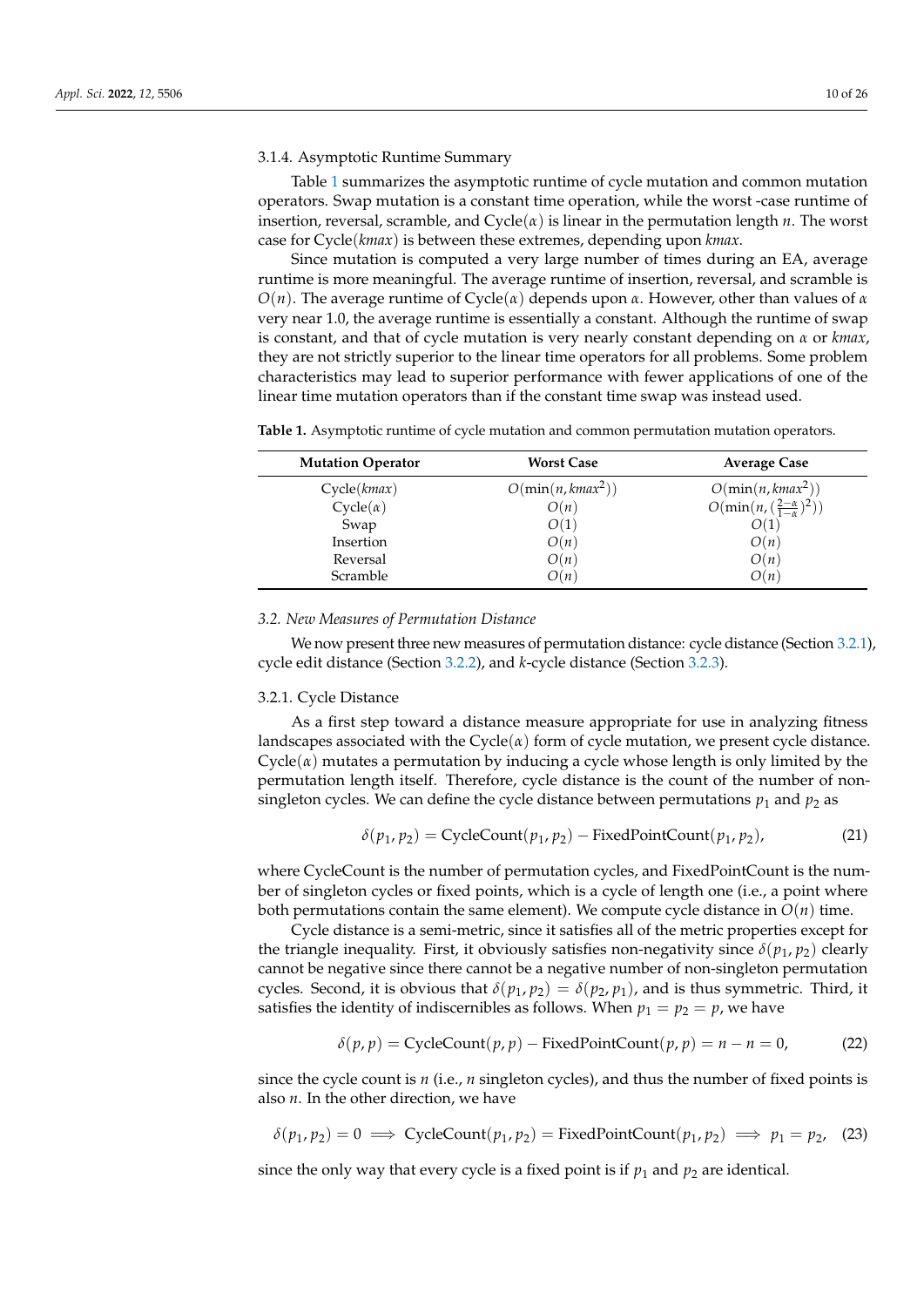#### 3.1.4. Asymptotic Runtime Summary

Table 1 summarizes the asymptotic runtime of cycle mutation and common mutation operators. Swap mutation is a constant time operation, while the worst -case runtime of insertion, reversal, scramble, and Cycle($\alpha$) is linear in the permutation length $n$. The worst case for Cycle($kmax$) is between these extremes, depending upon $kmax$.

Since mutation is computed a very large number of times during an EA, average runtime is more meaningful. The average runtime of insertion, reversal, and scramble is $O(n)$. The average runtime of Cycle($\alpha$) depends upon $\alpha$. However, other than values of $\alpha$ very near 1.0, the average runtime is essentially a constant. Although the runtime of swap is constant, and that of cycle mutation is very nearly constant depending on $\alpha$ or $kmax$, they are not strictly superior to the linear time operators for all problems. Some problem characteristics may lead to superior performance with fewer applications of one of the linear time mutation operators than if the constant time swap was instead used.

**Table 1.** Asymptotic runtime of cycle mutation and common permutation mutation operators.

| Mutation Operator | Worst Case | Average Case |
|---|---|---|
| Cycle($kmax$) | $O(\min(n, kmax^2))$ | $O(\min(n, kmax^2))$ |
| Cycle($\alpha$) | $O(n)$ | $O(\min(n, (\frac{2-\alpha}{1-\alpha})^2))$ |
| Swap | $O(1)$ | $O(1)$ |
| Insertion | $O(n)$ | $O(n)$ |
| Reversal | $O(n)$ | $O(n)$ |
| Scramble | $O(n)$ | $O(n)$ |

### 3.2. New Measures of Permutation Distance

We now present three new measures of permutation distance: cycle distance (Section 3.2.1), cycle edit distance (Section 3.2.2), and $k$-cycle distance (Section 3.2.3).

#### 3.2.1. Cycle Distance

As a first step toward a distance measure appropriate for use in analyzing fitness landscapes associated with the Cycle($\alpha$) form of cycle mutation, we present cycle distance. Cycle($\alpha$) mutates a permutation by inducing a cycle whose length is only limited by the permutation length itself. Therefore, cycle distance is the count of the number of non-singleton cycles. We can define the cycle distance between permutations $p_1$ and $p_2$ as

$$\delta(p_1, p_2) = \text{CycleCount}(p_1, p_2) - \text{FixedPointCount}(p_1, p_2), \tag{21}$$

where CycleCount is the number of permutation cycles, and FixedPointCount is the number of singleton cycles or fixed points, which is a cycle of length one (i.e., a point where both permutations contain the same element). We compute cycle distance in $O(n)$ time.

Cycle distance is a semi-metric, since it satisfies all of the metric properties except for the triangle inequality. First, it obviously satisfies non-negativity since $\delta(p_1, p_2)$ clearly cannot be negative since there cannot be a negative number of non-singleton permutation cycles. Second, it is obvious that $\delta(p_1, p_2) = \delta(p_2, p_1)$, and is thus symmetric. Third, it satisfies the identity of indiscernibles as follows. When $p_1 = p_2 = p$, we have

$$\delta(p, p) = \text{CycleCount}(p, p) - \text{FixedPointCount}(p, p) = n - n = 0, \tag{22}$$

since the cycle count is $n$ (i.e., $n$ singleton cycles), and thus the number of fixed points is also $n$. In the other direction, we have

$$\delta(p_1, p_2) = 0 \implies \text{CycleCount}(p_1, p_2) = \text{FixedPointCount}(p_1, p_2) \implies p_1 = p_2, \tag{23}$$

since the only way that every cycle is a fixed point is if $p_1$ and $p_2$ are identical.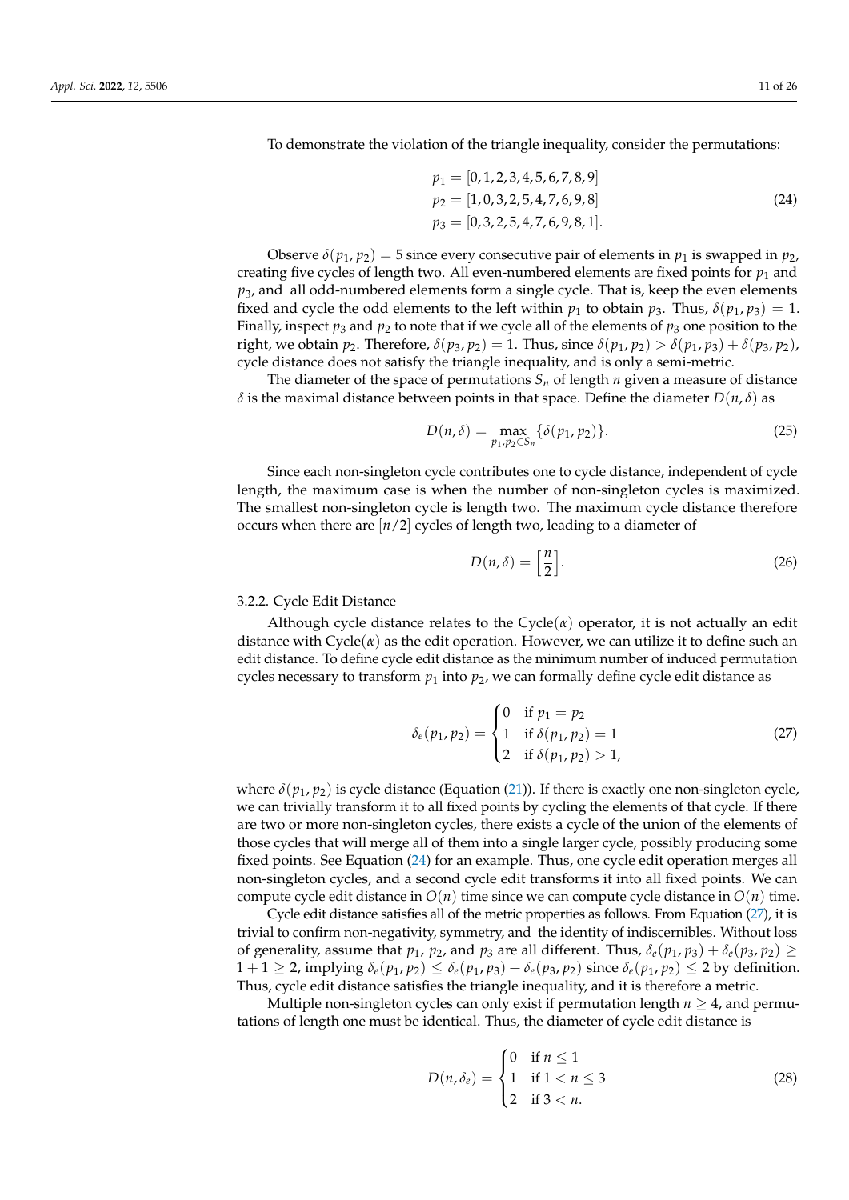To demonstrate the violation of the triangle inequality, consider the permutations:

$$\begin{aligned} p_1 &= [0,1,2,3,4,5,6,7,8,9] \\ p_2 &= [1,0,3,2,5,4,7,6,9,8] \\ p_3 &= [0,3,2,5,4,7,6,9,8,1]. \end{aligned} \tag{24}$$

Observe $\delta(p_1, p_2) = 5$ since every consecutive pair of elements in $p_1$ is swapped in $p_2$, creating five cycles of length two. All even-numbered elements are fixed points for $p_1$ and $p_3$, and all odd-numbered elements form a single cycle. That is, keep the even elements fixed and cycle the odd elements to the left within $p_1$ to obtain $p_3$. Thus, $\delta(p_1, p_3) = 1$. Finally, inspect $p_3$ and $p_2$ to note that if we cycle all of the elements of $p_3$ one position to the right, we obtain $p_2$. Therefore, $\delta(p_3, p_2) = 1$. Thus, since $\delta(p_1, p_2) > \delta(p_1, p_3) + \delta(p_3, p_2)$, cycle distance does not satisfy the triangle inequality, and is only a semi-metric.

The diameter of the space of permutations $S_n$ of length $n$ given a measure of distance $\delta$ is the maximal distance between points in that space. Define the diameter $D(n, \delta)$ as

$$D(n, \delta) = \max_{p_1, p_2 \in S_n} \{\delta(p_1, p_2)\}. \tag{25}$$

Since each non-singleton cycle contributes one to cycle distance, independent of cycle length, the maximum case is when the number of non-singleton cycles is maximized. The smallest non-singleton cycle is length two. The maximum cycle distance therefore occurs when there are $[n/2]$ cycles of length two, leading to a diameter of

$$D(n, \delta) = \left[\frac{n}{2}\right]. \tag{26}$$

#### 3.2.2. Cycle Edit Distance

Although cycle distance relates to the $\text{Cycle}(\alpha)$ operator, it is not actually an edit distance with $\text{Cycle}(\alpha)$ as the edit operation. However, we can utilize it to define such an edit distance. To define cycle edit distance as the minimum number of induced permutation cycles necessary to transform $p_1$ into $p_2$, we can formally define cycle edit distance as

$$\delta_e(p_1, p_2) = \begin{cases} 0 & \text{if } p_1 = p_2 \\ 1 & \text{if } \delta(p_1, p_2) = 1 \\ 2 & \text{if } \delta(p_1, p_2) > 1, \end{cases} \tag{27}$$

where $\delta(p_1, p_2)$ is cycle distance (Equation (21)). If there is exactly one non-singleton cycle, we can trivially transform it to all fixed points by cycling the elements of that cycle. If there are two or more non-singleton cycles, there exists a cycle of the union of the elements of those cycles that will merge all of them into a single larger cycle, possibly producing some fixed points. See Equation (24) for an example. Thus, one cycle edit operation merges all non-singleton cycles, and a second cycle edit transforms it into all fixed points. We can compute cycle edit distance in $O(n)$ time since we can compute cycle distance in $O(n)$ time.

Cycle edit distance satisfies all of the metric properties as follows. From Equation (27), it is trivial to confirm non-negativity, symmetry, and the identity of indiscernibles. Without loss of generality, assume that $p_1$, $p_2$, and $p_3$ are all different. Thus, $\delta_e(p_1, p_3) + \delta_e(p_3, p_2) \geq 1 + 1 \geq 2$, implying $\delta_e(p_1, p_2) \leq \delta_e(p_1, p_3) + \delta_e(p_3, p_2)$ since $\delta_e(p_1, p_2) \leq 2$ by definition. Thus, cycle edit distance satisfies the triangle inequality, and it is therefore a metric.

Multiple non-singleton cycles can only exist if permutation length $n \geq 4$, and permutations of length one must be identical. Thus, the diameter of cycle edit distance is

$$D(n, \delta_e) = \begin{cases} 0 & \text{if } n \leq 1 \\ 1 & \text{if } 1 < n \leq 3 \\ 2 & \text{if } 3 < n. \end{cases} \tag{28}$$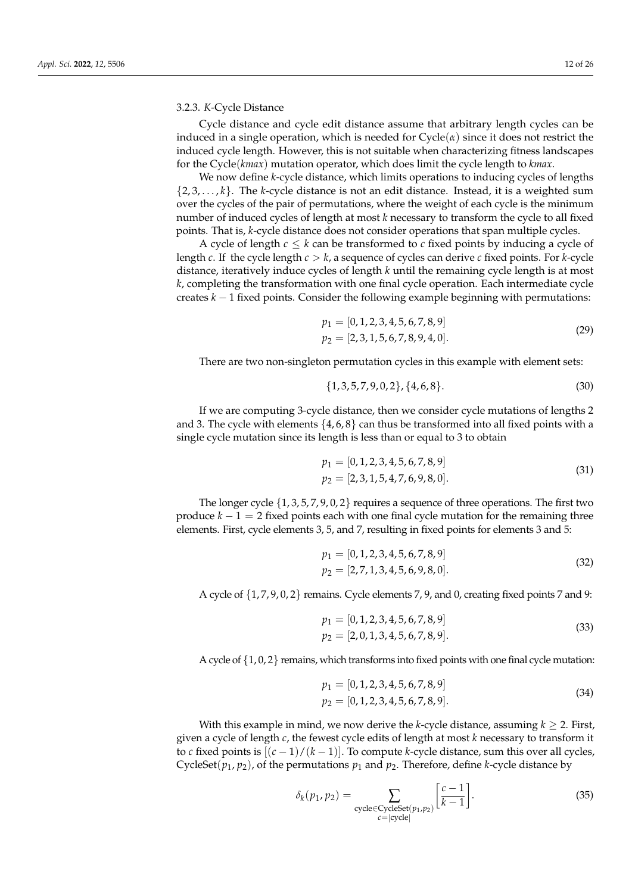#### 3.2.3. *K*-Cycle Distance

Cycle distance and cycle edit distance assume that arbitrary length cycles can be induced in a single operation, which is needed for Cycle($\alpha$) since it does not restrict the induced cycle length. However, this is not suitable when characterizing fitness landscapes for the Cycle(*kmax*) mutation operator, which does limit the cycle length to *kmax*.

We now define *k*-cycle distance, which limits operations to inducing cycles of lengths $\{2, 3, \ldots, k\}$. The *k*-cycle distance is not an edit distance. Instead, it is a weighted sum over the cycles of the pair of permutations, where the weight of each cycle is the minimum number of induced cycles of length at most *k* necessary to transform the cycle to all fixed points. That is, *k*-cycle distance does not consider operations that span multiple cycles.

A cycle of length $c \leq k$ can be transformed to $c$ fixed points by inducing a cycle of length $c$. If the cycle length $c > k$, a sequence of cycles can derive $c$ fixed points. For *k*-cycle distance, iteratively induce cycles of length *k* until the remaining cycle length is at most *k*, completing the transformation with one final cycle operation. Each intermediate cycle creates $k - 1$ fixed points. Consider the following example beginning with permutations:

$$
\begin{aligned}
p_1 &= [0, 1, 2, 3, 4, 5, 6, 7, 8, 9] \\
p_2 &= [2, 3, 1, 5, 6, 7, 8, 9, 4, 0].
\end{aligned}
\tag{29}
$$

There are two non-singleton permutation cycles in this example with element sets:

$$
\{1, 3, 5, 7, 9, 0, 2\}, \{4, 6, 8\}. \tag{30}
$$

If we are computing 3-cycle distance, then we consider cycle mutations of lengths 2 and 3. The cycle with elements $\{4, 6, 8\}$ can thus be transformed into all fixed points with a single cycle mutation since its length is less than or equal to 3 to obtain

$$
\begin{aligned}
p_1 &= [0, 1, 2, 3, 4, 5, 6, 7, 8, 9] \\
p_2 &= [2, 3, 1, 5, 4, 7, 6, 9, 8, 0].
\end{aligned}
\tag{31}
$$

The longer cycle $\{1, 3, 5, 7, 9, 0, 2\}$ requires a sequence of three operations. The first two produce $k - 1 = 2$ fixed points each with one final cycle mutation for the remaining three elements. First, cycle elements 3, 5, and 7, resulting in fixed points for elements 3 and 5:

$$
\begin{aligned}
p_1 &= [0, 1, 2, 3, 4, 5, 6, 7, 8, 9] \\
p_2 &= [2, 7, 1, 3, 4, 5, 6, 9, 8, 0].
\end{aligned}
\tag{32}
$$

A cycle of $\{1, 7, 9, 0, 2\}$ remains. Cycle elements 7, 9, and 0, creating fixed points 7 and 9:

$$
\begin{aligned}
p_1 &= [0, 1, 2, 3, 4, 5, 6, 7, 8, 9] \\
p_2 &= [2, 0, 1, 3, 4, 5, 6, 7, 8, 9].
\end{aligned}
\tag{33}
$$

A cycle of $\{1, 0, 2\}$ remains, which transforms into fixed points with one final cycle mutation:

$$
\begin{aligned}
p_1 &= [0, 1, 2, 3, 4, 5, 6, 7, 8, 9] \\
p_2 &= [0, 1, 2, 3, 4, 5, 6, 7, 8, 9].
\end{aligned}
\tag{34}
$$

With this example in mind, we now derive the *k*-cycle distance, assuming $k \geq 2$. First, given a cycle of length $c$, the fewest cycle edits of length at most $k$ necessary to transform it to $c$ fixed points is $\lceil (c-1)/(k-1) \rceil$. To compute *k*-cycle distance, sum this over all cycles, CycleSet$(p_1, p_2)$, of the permutations $p_1$ and $p_2$. Therefore, define *k*-cycle distance by

$$
\delta_k(p_1, p_2) = \sum_{\substack{\text{cycle} \in \text{CycleSet}(p_1, p_2) \\ c = |\text{cycle}|}} \left\lceil \frac{c-1}{k-1} \right\rceil. \tag{35}
$$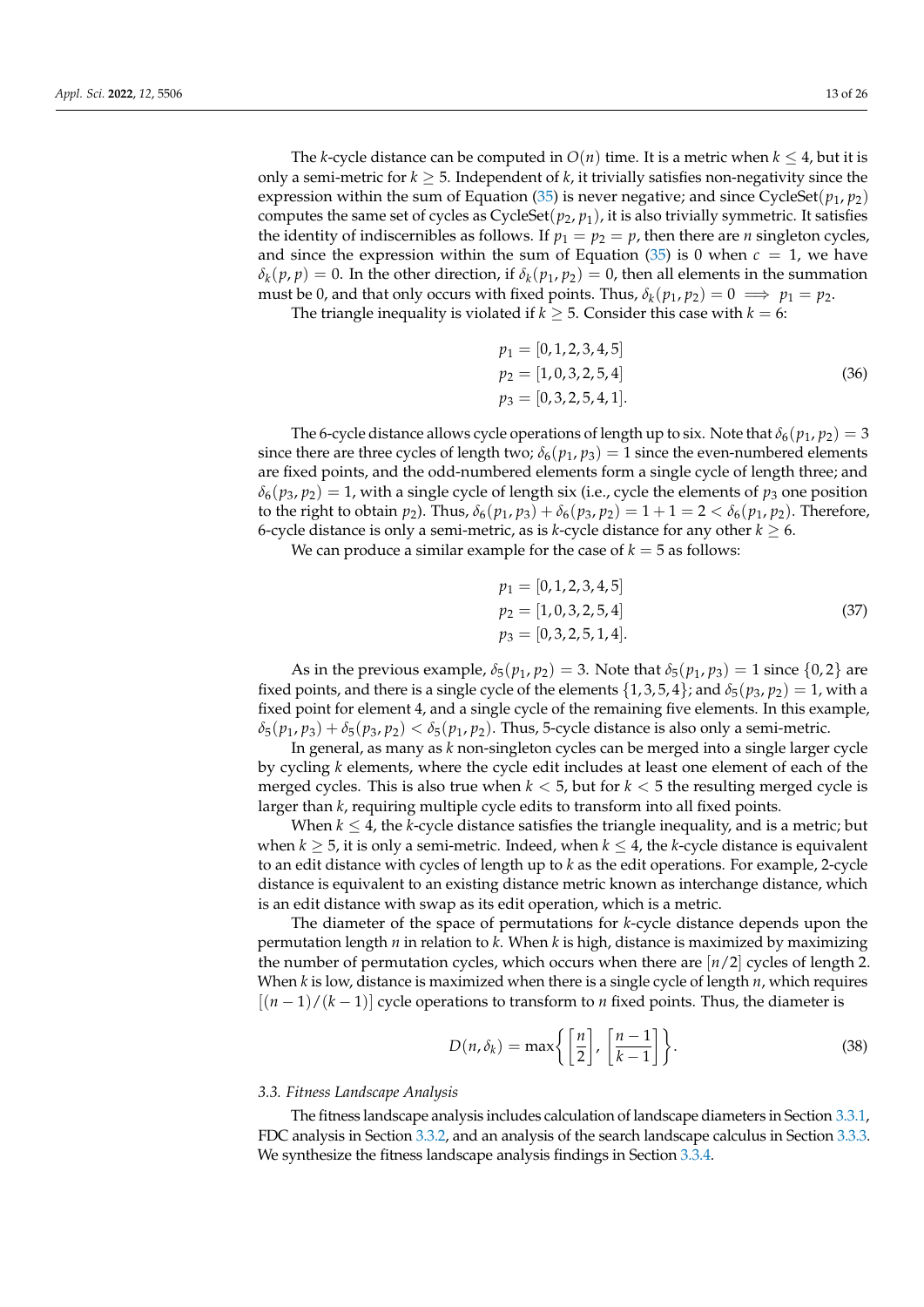The $k$-cycle distance can be computed in $O(n)$ time. It is a metric when $k \leq 4$, but it is only a semi-metric for $k \geq 5$. Independent of $k$, it trivially satisfies non-negativity since the expression within the sum of Equation (35) is never negative; and since $\text{CycleSet}(p_1, p_2)$ computes the same set of cycles as $\text{CycleSet}(p_2, p_1)$, it is also trivially symmetric. It satisfies the identity of indiscernibles as follows. If $p_1 = p_2 = p$, then there are $n$ singleton cycles, and since the expression within the sum of Equation (35) is 0 when $c = 1$, we have $\delta_k(p, p) = 0$. In the other direction, if $\delta_k(p_1, p_2) = 0$, then all elements in the summation must be 0, and that only occurs with fixed points. Thus, $\delta_k(p_1, p_2) = 0 \implies p_1 = p_2$.

The triangle inequality is violated if $k \geq 5$. Consider this case with $k = 6$:

$$
\begin{aligned}
p_1 &= [0, 1, 2, 3, 4, 5] \\
p_2 &= [1, 0, 3, 2, 5, 4] \\
p_3 &= [0, 3, 2, 5, 4, 1].
\end{aligned} \tag{36}
$$

The 6-cycle distance allows cycle operations of length up to six. Note that $\delta_6(p_1, p_2) = 3$ since there are three cycles of length two; $\delta_6(p_1, p_3) = 1$ since the even-numbered elements are fixed points, and the odd-numbered elements form a single cycle of length three; and $\delta_6(p_3, p_2) = 1$, with a single cycle of length six (i.e., cycle the elements of $p_3$ one position to the right to obtain $p_2$). Thus, $\delta_6(p_1, p_3) + \delta_6(p_3, p_2) = 1 + 1 = 2 < \delta_6(p_1, p_2)$. Therefore, 6-cycle distance is only a semi-metric, as is $k$-cycle distance for any other $k \geq 6$.

We can produce a similar example for the case of $k = 5$ as follows:

$$
\begin{aligned}
p_1 &= [0, 1, 2, 3, 4, 5] \\
p_2 &= [1, 0, 3, 2, 5, 4] \\
p_3 &= [0, 3, 2, 5, 1, 4].
\end{aligned} \tag{37}
$$

As in the previous example, $\delta_5(p_1, p_2) = 3$. Note that $\delta_5(p_1, p_3) = 1$ since $\{0, 2\}$ are fixed points, and there is a single cycle of the elements $\{1, 3, 5, 4\}$; and $\delta_5(p_3, p_2) = 1$, with a fixed point for element 4, and a single cycle of the remaining five elements. In this example, $\delta_5(p_1, p_3) + \delta_5(p_3, p_2) < \delta_5(p_1, p_2)$. Thus, 5-cycle distance is also only a semi-metric.

In general, as many as $k$ non-singleton cycles can be merged into a single larger cycle by cycling $k$ elements, where the cycle edit includes at least one element of each of the merged cycles. This is also true when $k < 5$, but for $k < 5$ the resulting merged cycle is larger than $k$, requiring multiple cycle edits to transform into all fixed points.

When $k \leq 4$, the $k$-cycle distance satisfies the triangle inequality, and is a metric; but when $k \geq 5$, it is only a semi-metric. Indeed, when $k \leq 4$, the $k$-cycle distance is equivalent to an edit distance with cycles of length up to $k$ as the edit operations. For example, 2-cycle distance is equivalent to an existing distance metric known as interchange distance, which is an edit distance with swap as its edit operation, which is a metric.

The diameter of the space of permutations for $k$-cycle distance depends upon the permutation length $n$ in relation to $k$. When $k$ is high, distance is maximized by maximizing the number of permutation cycles, which occurs when there are $\lfloor n/2 \rfloor$ cycles of length 2. When $k$ is low, distance is maximized when there is a single cycle of length $n$, which requires $\lceil (n-1)/(k-1) \rceil$ cycle operations to transform to $n$ fixed points. Thus, the diameter is

$$
D(n, \delta_k) = \max\left\{ \left\lfloor \frac{n}{2} \right\rfloor, \left\lceil \frac{n-1}{k-1} \right\rceil \right\}. \tag{38}
$$

### 3.3. Fitness Landscape Analysis

The fitness landscape analysis includes calculation of landscape diameters in Section 3.3.1, FDC analysis in Section 3.3.2, and an analysis of the search landscape calculus in Section 3.3.3. We synthesize the fitness landscape analysis findings in Section 3.3.4.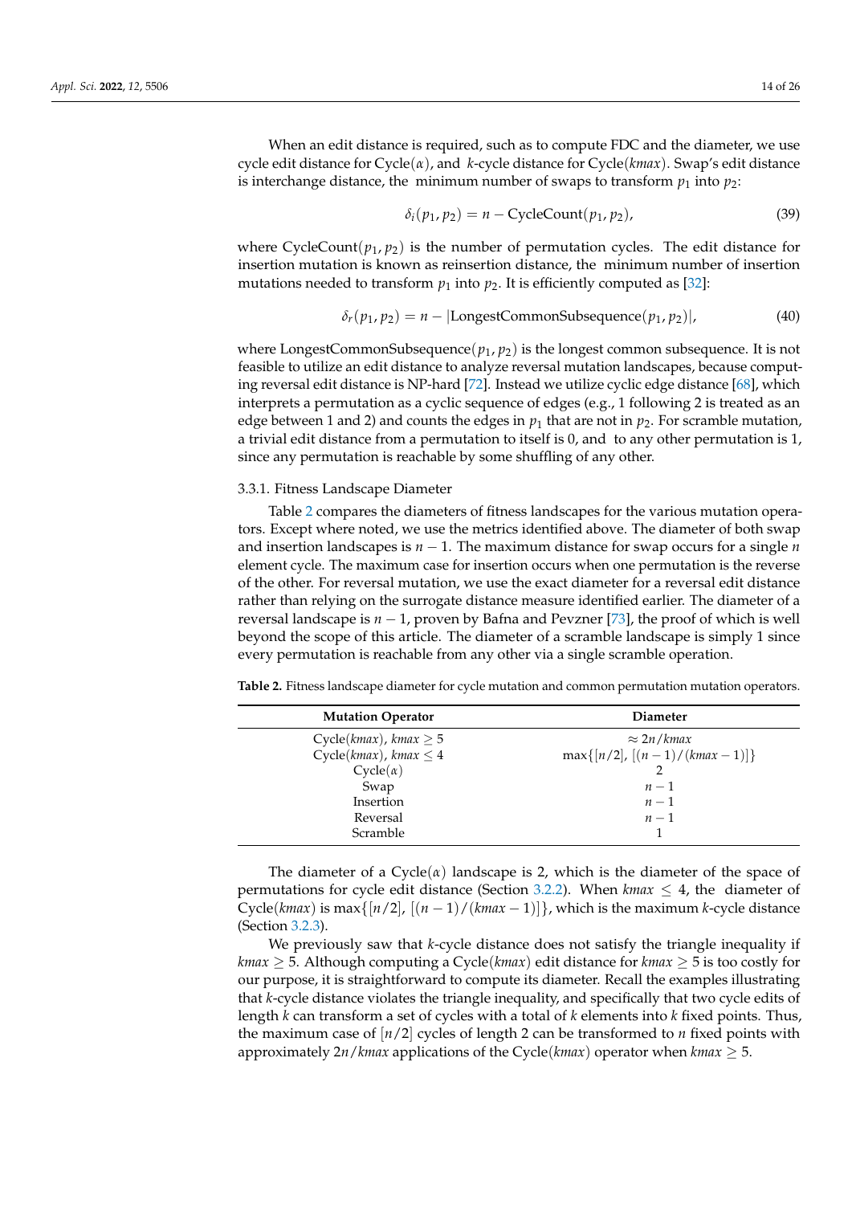When an edit distance is required, such as to compute FDC and the diameter, we use cycle edit distance for Cycle($\alpha$), and $k$-cycle distance for Cycle($kmax$). Swap's edit distance is interchange distance, the minimum number of swaps to transform $p_1$ into $p_2$:

$$\delta_i(p_1, p_2) = n - \text{CycleCount}(p_1, p_2), \tag{39}$$

where CycleCount($p_1, p_2$) is the number of permutation cycles. The edit distance for insertion mutation is known as reinsertion distance, the minimum number of insertion mutations needed to transform $p_1$ into $p_2$. It is efficiently computed as [32]:

$$\delta_r(p_1, p_2) = n - |\text{LongestCommonSubsequence}(p_1, p_2)|, \tag{40}$$

where LongestCommonSubsequence($p_1, p_2$) is the longest common subsequence. It is not feasible to utilize an edit distance to analyze reversal mutation landscapes, because computing reversal edit distance is NP-hard [72]. Instead we utilize cyclic edge distance [68], which interprets a permutation as a cyclic sequence of edges (e.g., 1 following 2 is treated as an edge between 1 and 2) and counts the edges in $p_1$ that are not in $p_2$. For scramble mutation, a trivial edit distance from a permutation to itself is 0, and to any other permutation is 1, since any permutation is reachable by some shuffling of any other.

### 3.3.1. Fitness Landscape Diameter

Table 2 compares the diameters of fitness landscapes for the various mutation operators. Except where noted, we use the metrics identified above. The diameter of both swap and insertion landscapes is $n - 1$. The maximum distance for swap occurs for a single $n$ element cycle. The maximum case for insertion occurs when one permutation is the reverse of the other. For reversal mutation, we use the exact diameter for a reversal edit distance rather than relying on the surrogate distance measure identified earlier. The diameter of a reversal landscape is $n - 1$, proven by Bafna and Pevzner [73], the proof of which is well beyond the scope of this article. The diameter of a scramble landscape is simply 1 since every permutation is reachable from any other via a single scramble operation.

**Table 2.** Fitness landscape diameter for cycle mutation and common permutation mutation operators.

| Mutation Operator | Diameter |
|---|---|
| Cycle($kmax$), $kmax \geq 5$ | $\approx 2n/kmax$ |
| Cycle($kmax$), $kmax \leq 4$ | $\max\{\lceil n/2 \rceil, \lceil (n-1)/(kmax-1) \rceil\}$ |
| Cycle($\alpha$) | 2 |
| Swap | $n - 1$ |
| Insertion | $n - 1$ |
| Reversal | $n - 1$ |
| Scramble | 1 |

The diameter of a Cycle($\alpha$) landscape is 2, which is the diameter of the space of permutations for cycle edit distance (Section 3.2.2). When $kmax \leq 4$, the diameter of Cycle($kmax$) is $\max\{\lceil n/2 \rceil, \lceil (n-1)/(kmax-1) \rceil\}$, which is the maximum $k$-cycle distance (Section 3.2.3).

We previously saw that $k$-cycle distance does not satisfy the triangle inequality if $kmax \geq 5$. Although computing a Cycle($kmax$) edit distance for $kmax \geq 5$ is too costly for our purpose, it is straightforward to compute its diameter. Recall the examples illustrating that $k$-cycle distance violates the triangle inequality, and specifically that two cycle edits of length $k$ can transform a set of cycles with a total of $k$ elements into $k$ fixed points. Thus, the maximum case of $\lceil n/2 \rceil$ cycles of length 2 can be transformed to $n$ fixed points with approximately $2n/kmax$ applications of the Cycle($kmax$) operator when $kmax \geq 5$.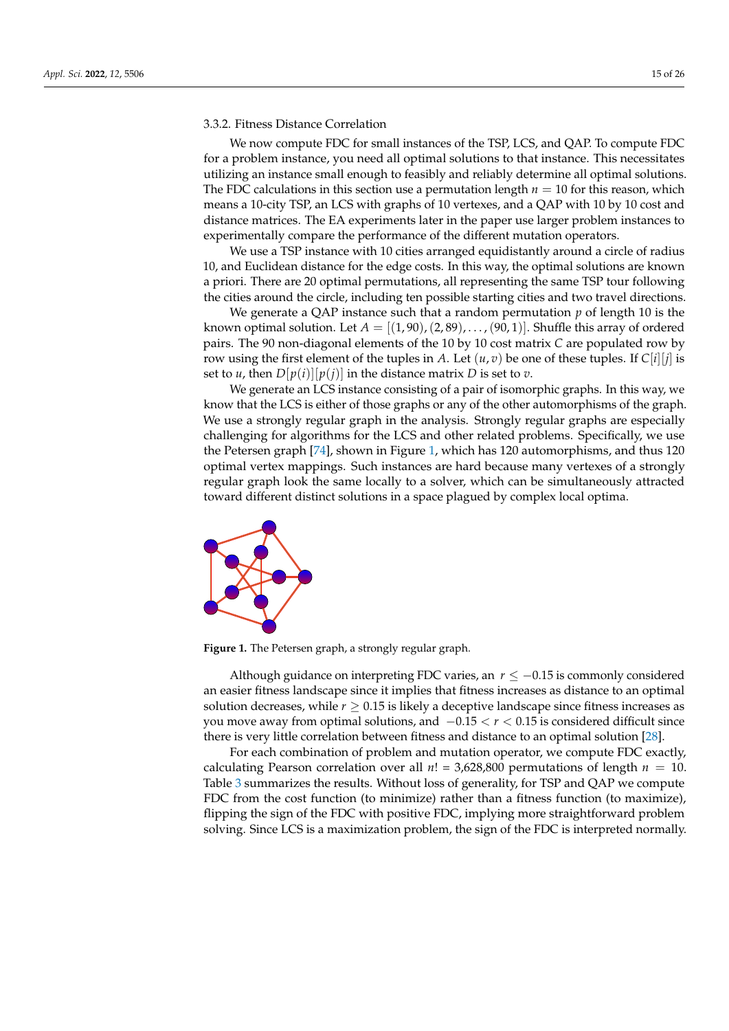### 3.3.2. Fitness Distance Correlation

We now compute FDC for small instances of the TSP, LCS, and QAP. To compute FDC for a problem instance, you need all optimal solutions to that instance. This necessitates utilizing an instance small enough to feasibly and reliably determine all optimal solutions. The FDC calculations in this section use a permutation length $n = 10$ for this reason, which means a 10-city TSP, an LCS with graphs of 10 vertexes, and a QAP with 10 by 10 cost and distance matrices. The EA experiments later in the paper use larger problem instances to experimentally compare the performance of the different mutation operators.

We use a TSP instance with 10 cities arranged equidistantly around a circle of radius 10, and Euclidean distance for the edge costs. In this way, the optimal solutions are known a priori. There are 20 optimal permutations, all representing the same TSP tour following the cities around the circle, including ten possible starting cities and two travel directions.

We generate a QAP instance such that a random permutation $p$ of length 10 is the known optimal solution. Let $A = [(1, 90), (2, 89), \ldots, (90, 1)]$. Shuffle this array of ordered pairs. The 90 non-diagonal elements of the 10 by 10 cost matrix $C$ are populated row by row using the first element of the tuples in $A$. Let $(u, v)$ be one of these tuples. If $C[i][j]$ is set to $u$, then $D[p(i)][p(j)]$ in the distance matrix $D$ is set to $v$.

We generate an LCS instance consisting of a pair of isomorphic graphs. In this way, we know that the LCS is either of those graphs or any of the other automorphisms of the graph. We use a strongly regular graph in the analysis. Strongly regular graphs are especially challenging for algorithms for the LCS and other related problems. Specifically, we use the Petersen graph [74], shown in Figure 1, which has 120 automorphisms, and thus 120 optimal vertex mappings. Such instances are hard because many vertexes of a strongly regular graph look the same locally to a solver, which can be simultaneously attracted toward different distinct solutions in a space plagued by complex local optima.

**Figure 1.** The Petersen graph, a strongly regular graph.

Although guidance on interpreting FDC varies, an $r \leq -0.15$ is commonly considered an easier fitness landscape since it implies that fitness increases as distance to an optimal solution decreases, while $r \geq 0.15$ is likely a deceptive landscape since fitness increases as you move away from optimal solutions, and $-0.15 < r < 0.15$ is considered difficult since there is very little correlation between fitness and distance to an optimal solution [28].

For each combination of problem and mutation operator, we compute FDC exactly, calculating Pearson correlation over all $n! = 3{,}628{,}800$ permutations of length $n = 10$. Table 3 summarizes the results. Without loss of generality, for TSP and QAP we compute FDC from the cost function (to minimize) rather than a fitness function (to maximize), flipping the sign of the FDC with positive FDC, implying more straightforward problem solving. Since LCS is a maximization problem, the sign of the FDC is interpreted normally.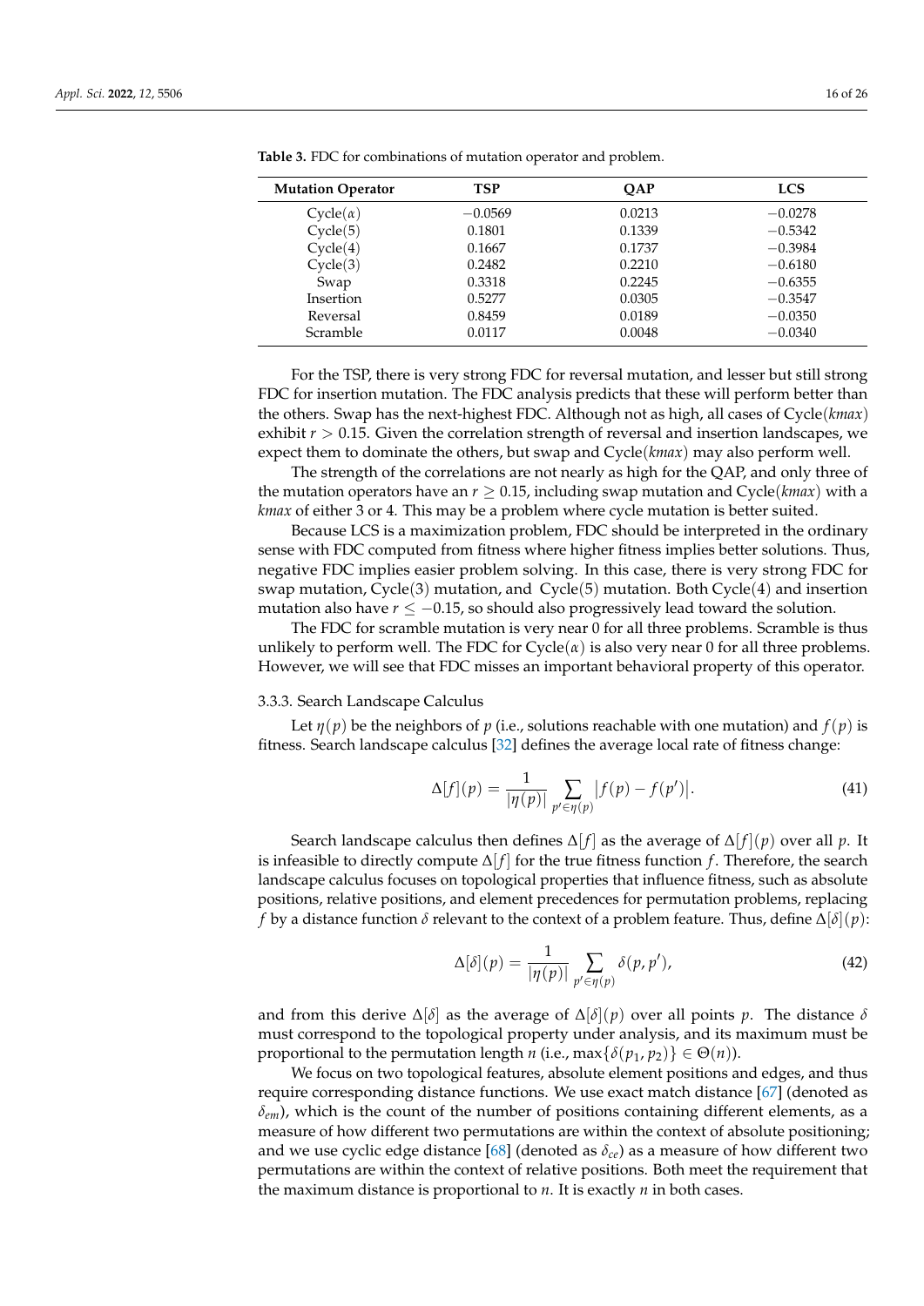**Table 3.** FDC for combinations of mutation operator and problem.

| Mutation Operator | TSP | QAP | LCS |
|---|---|---|---|
| Cycle($\alpha$) | −0.0569 | 0.0213 | −0.0278 |
| Cycle(5) | 0.1801 | 0.1339 | −0.5342 |
| Cycle(4) | 0.1667 | 0.1737 | −0.3984 |
| Cycle(3) | 0.2482 | 0.2210 | −0.6180 |
| Swap | 0.3318 | 0.2245 | −0.6355 |
| Insertion | 0.5277 | 0.0305 | −0.3547 |
| Reversal | 0.8459 | 0.0189 | −0.0350 |
| Scramble | 0.0117 | 0.0048 | −0.0340 |

For the TSP, there is very strong FDC for reversal mutation, and lesser but still strong FDC for insertion mutation. The FDC analysis predicts that these will perform better than the others. Swap has the next-highest FDC. Although not as high, all cases of Cycle($kmax$) exhibit $r > 0.15$. Given the correlation strength of reversal and insertion landscapes, we expect them to dominate the others, but swap and Cycle($kmax$) may also perform well.

The strength of the correlations are not nearly as high for the QAP, and only three of the mutation operators have an $r \geq 0.15$, including swap mutation and Cycle($kmax$) with a $kmax$ of either 3 or 4. This may be a problem where cycle mutation is better suited.

Because LCS is a maximization problem, FDC should be interpreted in the ordinary sense with FDC computed from fitness where higher fitness implies better solutions. Thus, negative FDC implies easier problem solving. In this case, there is very strong FDC for swap mutation, Cycle(3) mutation, and Cycle(5) mutation. Both Cycle(4) and insertion mutation also have $r \leq -0.15$, so should also progressively lead toward the solution.

The FDC for scramble mutation is very near 0 for all three problems. Scramble is thus unlikely to perform well. The FDC for Cycle($\alpha$) is also very near 0 for all three problems. However, we will see that FDC misses an important behavioral property of this operator.

#### 3.3.3. Search Landscape Calculus

Let $\eta(p)$ be the neighbors of $p$ (i.e., solutions reachable with one mutation) and $f(p)$ is fitness. Search landscape calculus [32] defines the average local rate of fitness change:

$$\Delta[f](p) = \frac{1}{|\eta(p)|} \sum_{p' \in \eta(p)} \left| f(p) - f(p') \right|. \tag{41}$$

Search landscape calculus then defines $\Delta[f]$ as the average of $\Delta[f](p)$ over all $p$. It is infeasible to directly compute $\Delta[f]$ for the true fitness function $f$. Therefore, the search landscape calculus focuses on topological properties that influence fitness, such as absolute positions, relative positions, and element precedences for permutation problems, replacing $f$ by a distance function $\delta$ relevant to the context of a problem feature. Thus, define $\Delta[\delta](p)$:

$$\Delta[\delta](p) = \frac{1}{|\eta(p)|} \sum_{p' \in \eta(p)} \delta(p, p'), \tag{42}$$

and from this derive $\Delta[\delta]$ as the average of $\Delta[\delta](p)$ over all points $p$. The distance $\delta$ must correspond to the topological property under analysis, and its maximum must be proportional to the permutation length $n$ (i.e., $\max\{\delta(p_1, p_2)\} \in \Theta(n)$).

We focus on two topological features, absolute element positions and edges, and thus require corresponding distance functions. We use exact match distance [67] (denoted as $\delta_{em}$), which is the count of the number of positions containing different elements, as a measure of how different two permutations are within the context of absolute positioning; and we use cyclic edge distance [68] (denoted as $\delta_{ce}$) as a measure of how different two permutations are within the context of relative positions. Both meet the requirement that the maximum distance is proportional to $n$. It is exactly $n$ in both cases.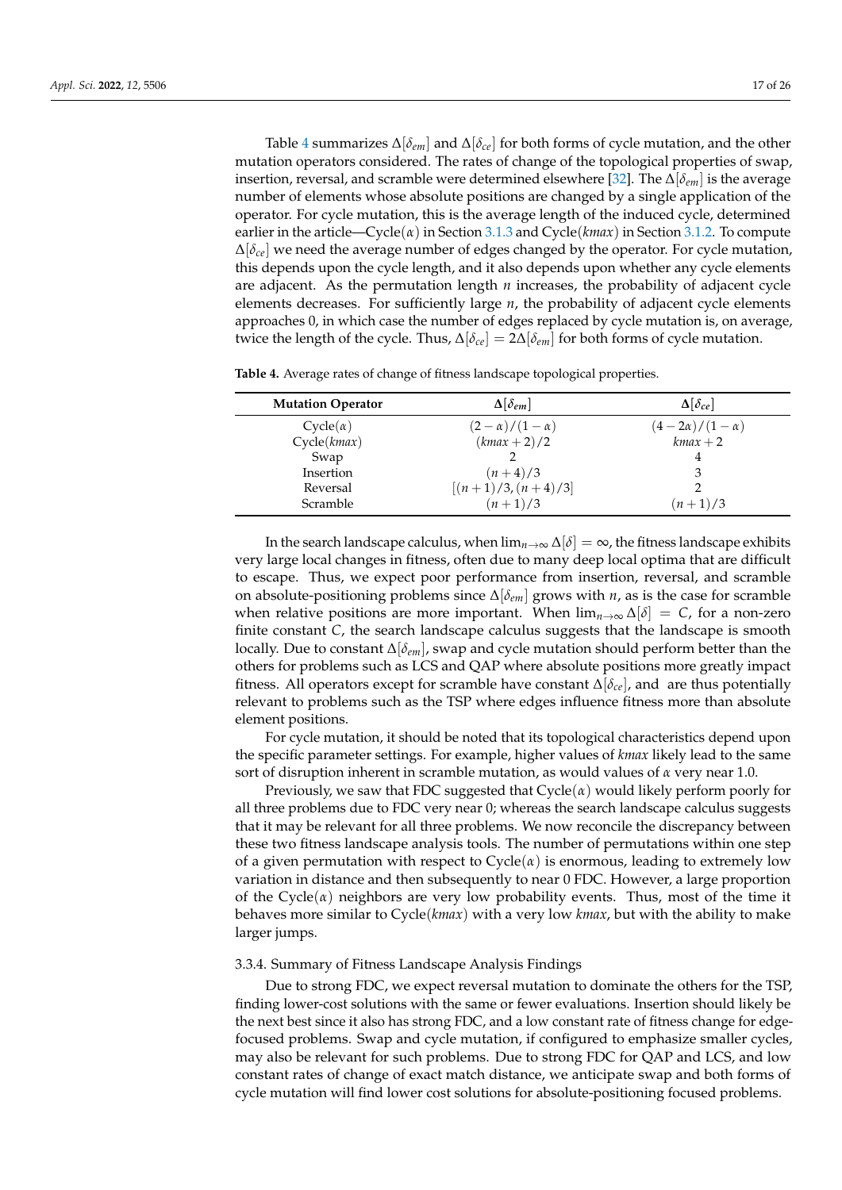Table 4 summarizes $\Delta[\delta_{em}]$ and $\Delta[\delta_{ce}]$ for both forms of cycle mutation, and the other mutation operators considered. The rates of change of the topological properties of swap, insertion, reversal, and scramble were determined elsewhere [32]. The $\Delta[\delta_{em}]$ is the average number of elements whose absolute positions are changed by a single application of the operator. For cycle mutation, this is the average length of the induced cycle, determined earlier in the article—Cycle($\alpha$) in Section 3.1.3 and Cycle($kmax$) in Section 3.1.2. To compute $\Delta[\delta_{ce}]$ we need the average number of edges changed by the operator. For cycle mutation, this depends upon the cycle length, and it also depends upon whether any cycle elements are adjacent. As the permutation length $n$ increases, the probability of adjacent cycle elements decreases. For sufficiently large $n$, the probability of adjacent cycle elements approaches 0, in which case the number of edges replaced by cycle mutation is, on average, twice the length of the cycle. Thus, $\Delta[\delta_{ce}] = 2\Delta[\delta_{em}]$ for both forms of cycle mutation.

**Table 4.** Average rates of change of fitness landscape topological properties.

| Mutation Operator | $\Delta[\delta_{em}]$ | $\Delta[\delta_{ce}]$ |
|---|---|---|
| Cycle($\alpha$) | $(2-\alpha)/(1-\alpha)$ | $(4-2\alpha)/(1-\alpha)$ |
| Cycle($kmax$) | $(kmax+2)/2$ | $kmax+2$ |
| Swap | 2 | 4 |
| Insertion | $(n+4)/3$ | 3 |
| Reversal | $[(n+1)/3, (n+4)/3]$ | 2 |
| Scramble | $(n+1)/3$ | $(n+1)/3$ |

In the search landscape calculus, when $\lim_{n\to\infty} \Delta[\delta] = \infty$, the fitness landscape exhibits very large local changes in fitness, often due to many deep local optima that are difficult to escape. Thus, we expect poor performance from insertion, reversal, and scramble on absolute-positioning problems since $\Delta[\delta_{em}]$ grows with $n$, as is the case for scramble when relative positions are more important. When $\lim_{n\to\infty} \Delta[\delta] = C$, for a non-zero finite constant $C$, the search landscape calculus suggests that the landscape is smooth locally. Due to constant $\Delta[\delta_{em}]$, swap and cycle mutation should perform better than the others for problems such as LCS and QAP where absolute positions more greatly impact fitness. All operators except for scramble have constant $\Delta[\delta_{ce}]$, and are thus potentially relevant to problems such as the TSP where edges influence fitness more than absolute element positions.

For cycle mutation, it should be noted that its topological characteristics depend upon the specific parameter settings. For example, higher values of $kmax$ likely lead to the same sort of disruption inherent in scramble mutation, as would values of $\alpha$ very near 1.0.

Previously, we saw that FDC suggested that Cycle($\alpha$) would likely perform poorly for all three problems due to FDC very near 0; whereas the search landscape calculus suggests that it may be relevant for all three problems. We now reconcile the discrepancy between these two fitness landscape analysis tools. The number of permutations within one step of a given permutation with respect to Cycle($\alpha$) is enormous, leading to extremely low variation in distance and then subsequently to near 0 FDC. However, a large proportion of the Cycle($\alpha$) neighbors are very low probability events. Thus, most of the time it behaves more similar to Cycle($kmax$) with a very low $kmax$, but with the ability to make larger jumps.

#### 3.3.4. Summary of Fitness Landscape Analysis Findings

Due to strong FDC, we expect reversal mutation to dominate the others for the TSP, finding lower-cost solutions with the same or fewer evaluations. Insertion should likely be the next best since it also has strong FDC, and a low constant rate of fitness change for edge-focused problems. Swap and cycle mutation, if configured to emphasize smaller cycles, may also be relevant for such problems. Due to strong FDC for QAP and LCS, and low constant rates of change of exact match distance, we anticipate swap and both forms of cycle mutation will find lower cost solutions for absolute-positioning focused problems.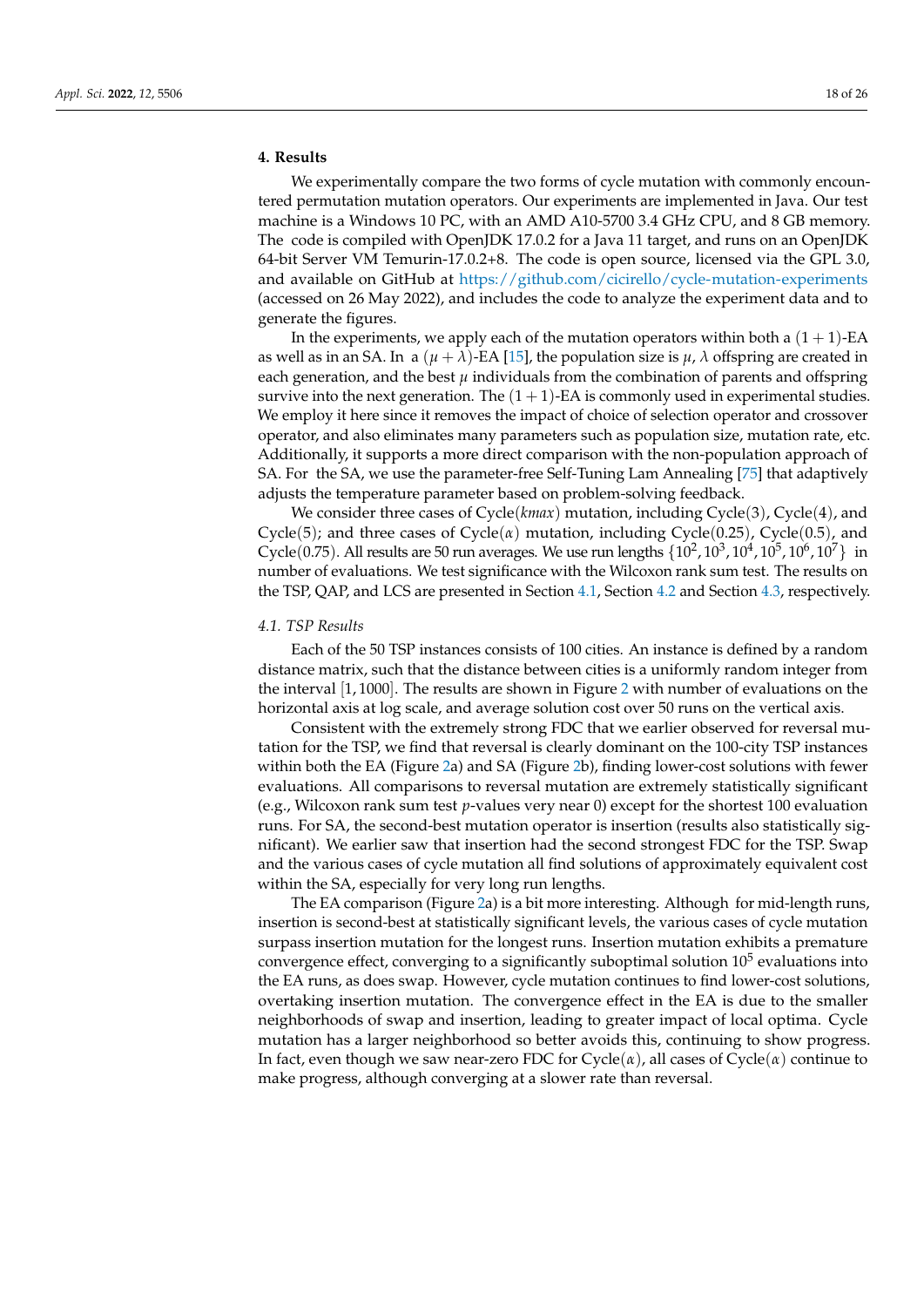## 4. Results

We experimentally compare the two forms of cycle mutation with commonly encountered permutation mutation operators. Our experiments are implemented in Java. Our test machine is a Windows 10 PC, with an AMD A10-5700 3.4 GHz CPU, and 8 GB memory. The code is compiled with OpenJDK 17.0.2 for a Java 11 target, and runs on an OpenJDK 64-bit Server VM Temurin-17.0.2+8. The code is open source, licensed via the GPL 3.0, and available on GitHub at https://github.com/cicirello/cycle-mutation-experiments (accessed on 26 May 2022), and includes the code to analyze the experiment data and to generate the figures.

In the experiments, we apply each of the mutation operators within both a $(1+1)$-EA as well as in an SA. In a $(\mu+\lambda)$-EA [15], the population size is $\mu$, $\lambda$ offspring are created in each generation, and the best $\mu$ individuals from the combination of parents and offspring survive into the next generation. The $(1+1)$-EA is commonly used in experimental studies. We employ it here since it removes the impact of choice of selection operator and crossover operator, and also eliminates many parameters such as population size, mutation rate, etc. Additionally, it supports a more direct comparison with the non-population approach of SA. For the SA, we use the parameter-free Self-Tuning Lam Annealing [75] that adaptively adjusts the temperature parameter based on problem-solving feedback.

We consider three cases of Cycle($kmax$) mutation, including Cycle(3), Cycle(4), and Cycle(5); and three cases of Cycle($\alpha$) mutation, including Cycle(0.25), Cycle(0.5), and Cycle(0.75). All results are 50 run averages. We use run lengths $\{10^2, 10^3, 10^4, 10^5, 10^6, 10^7\}$ in number of evaluations. We test significance with the Wilcoxon rank sum test. The results on the TSP, QAP, and LCS are presented in Section 4.1, Section 4.2 and Section 4.3, respectively.

### 4.1. TSP Results

Each of the 50 TSP instances consists of 100 cities. An instance is defined by a random distance matrix, such that the distance between cities is a uniformly random integer from the interval $[1, 1000]$. The results are shown in Figure 2 with number of evaluations on the horizontal axis at log scale, and average solution cost over 50 runs on the vertical axis.

Consistent with the extremely strong FDC that we earlier observed for reversal mutation for the TSP, we find that reversal is clearly dominant on the 100-city TSP instances within both the EA (Figure 2a) and SA (Figure 2b), finding lower-cost solutions with fewer evaluations. All comparisons to reversal mutation are extremely statistically significant (e.g., Wilcoxon rank sum test $p$-values very near 0) except for the shortest 100 evaluation runs. For SA, the second-best mutation operator is insertion (results also statistically significant). We earlier saw that insertion had the second strongest FDC for the TSP. Swap and the various cases of cycle mutation all find solutions of approximately equivalent cost within the SA, especially for very long run lengths.

The EA comparison (Figure 2a) is a bit more interesting. Although for mid-length runs, insertion is second-best at statistically significant levels, the various cases of cycle mutation surpass insertion mutation for the longest runs. Insertion mutation exhibits a premature convergence effect, converging to a significantly suboptimal solution $10^5$ evaluations into the EA runs, as does swap. However, cycle mutation continues to find lower-cost solutions, overtaking insertion mutation. The convergence effect in the EA is due to the smaller neighborhoods of swap and insertion, leading to greater impact of local optima. Cycle mutation has a larger neighborhood so better avoids this, continuing to show progress. In fact, even though we saw near-zero FDC for Cycle($\alpha$), all cases of Cycle($\alpha$) continue to make progress, although converging at a slower rate than reversal.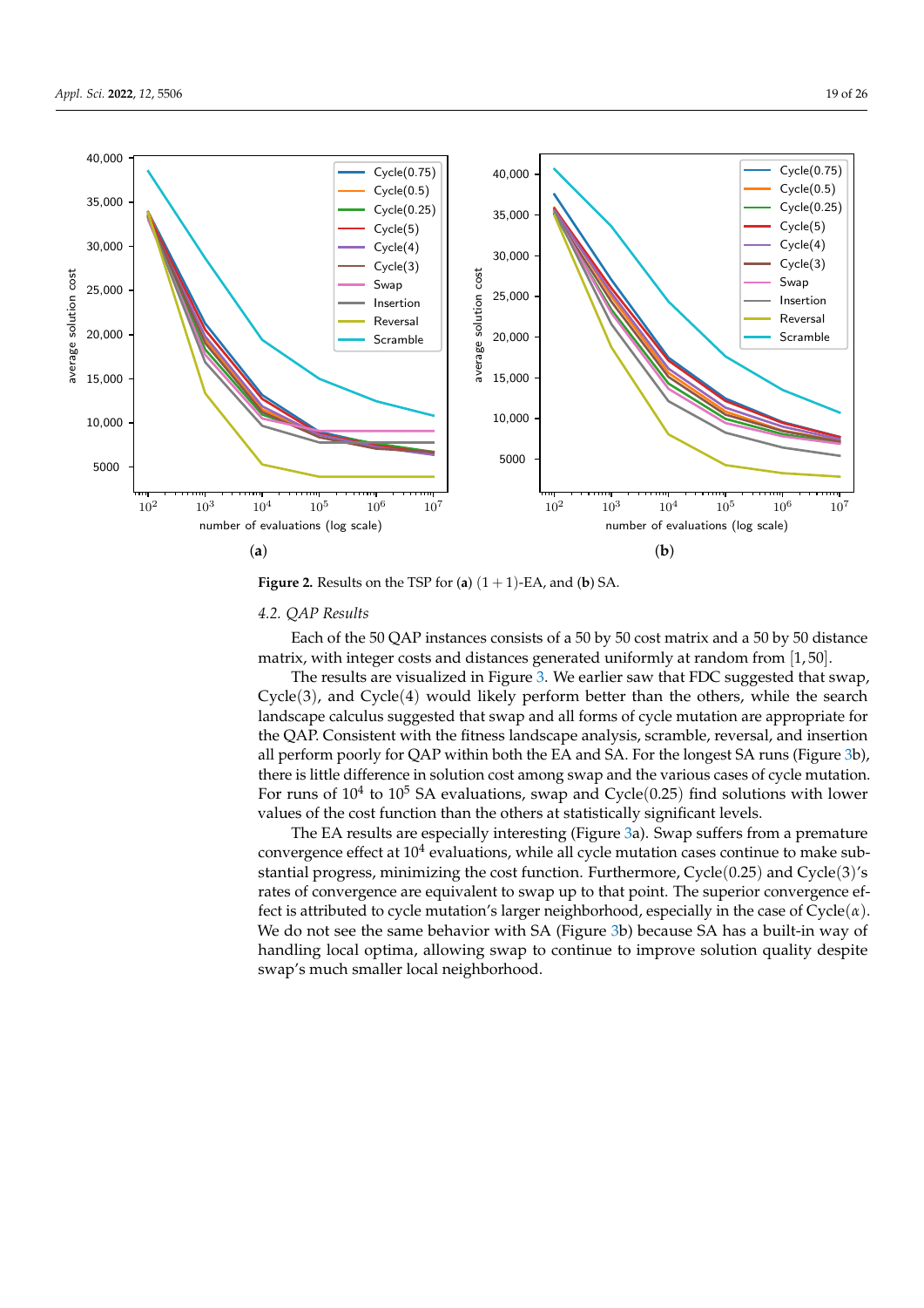**Figure 2.** Results on the TSP for (**a**) $(1+1)$-EA, and (**b**) SA.

### 4.2. QAP Results

Each of the 50 QAP instances consists of a 50 by 50 cost matrix and a 50 by 50 distance matrix, with integer costs and distances generated uniformly at random from $[1, 50]$.

The results are visualized in Figure 3. We earlier saw that FDC suggested that swap, Cycle(3), and Cycle(4) would likely perform better than the others, while the search landscape calculus suggested that swap and all forms of cycle mutation are appropriate for the QAP. Consistent with the fitness landscape analysis, scramble, reversal, and insertion all perform poorly for QAP within both the EA and SA. For the longest SA runs (Figure 3b), there is little difference in solution cost among swap and the various cases of cycle mutation. For runs of $10^4$ to $10^5$ SA evaluations, swap and Cycle(0.25) find solutions with lower values of the cost function than the others at statistically significant levels.

The EA results are especially interesting (Figure 3a). Swap suffers from a premature convergence effect at $10^4$ evaluations, while all cycle mutation cases continue to make substantial progress, minimizing the cost function. Furthermore, Cycle(0.25) and Cycle(3)'s rates of convergence are equivalent to swap up to that point. The superior convergence effect is attributed to cycle mutation's larger neighborhood, especially in the case of Cycle($\alpha$). We do not see the same behavior with SA (Figure 3b) because SA has a built-in way of handling local optima, allowing swap to continue to improve solution quality despite swap's much smaller local neighborhood.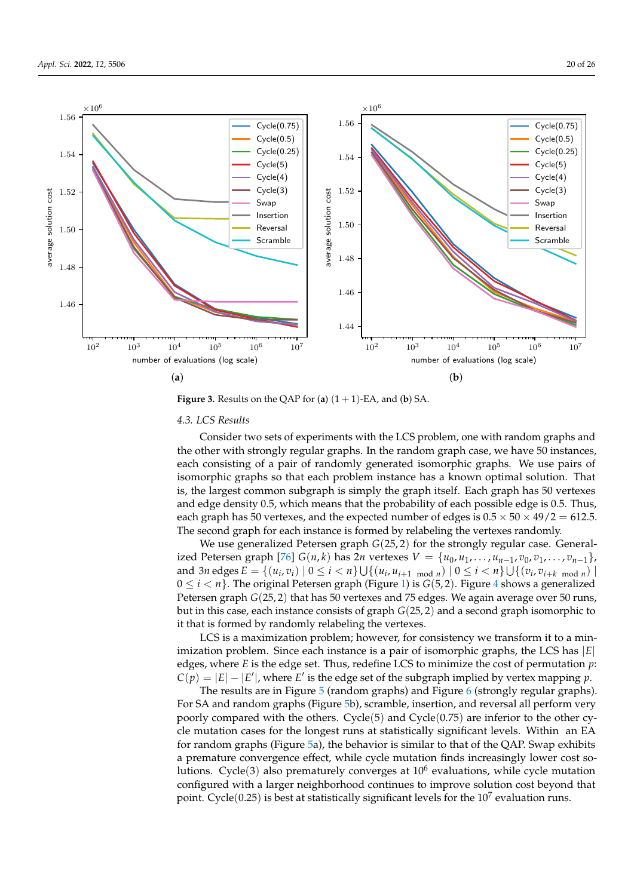**Figure 3.** Results on the QAP for (**a**) $(1+1)$-EA, and (**b**) SA.

### 4.3. LCS Results

Consider two sets of experiments with the LCS problem, one with random graphs and the other with strongly regular graphs. In the random graph case, we have 50 instances, each consisting of a pair of randomly generated isomorphic graphs. We use pairs of isomorphic graphs so that each problem instance has a known optimal solution. That is, the largest common subgraph is simply the graph itself. Each graph has 50 vertexes and edge density 0.5, which means that the probability of each possible edge is 0.5. Thus, each graph has 50 vertexes, and the expected number of edges is $0.5 \times 50 \times 49/2 = 612.5$. The second graph for each instance is formed by relabeling the vertexes randomly.

We use generalized Petersen graph $G(25,2)$ for the strongly regular case. Generalized Petersen graph [76] $G(n,k)$ has $2n$ vertexes $V = \{u_0, u_1, \ldots, u_{n-1}, v_0, v_1, \ldots, v_{n-1}\}$, and $3n$ edges $E = \{(u_i, v_i) \mid 0 \leq i < n\} \bigcup \{(u_i, u_{i+1 \mod n}) \mid 0 \leq i < n\} \bigcup \{(v_i, v_{i+k \mod n}) \mid 0 \leq i < n\}$. The original Petersen graph (Figure 1) is $G(5,2)$. Figure 4 shows a generalized Petersen graph $G(25,2)$ that has 50 vertexes and 75 edges. We again average over 50 runs, but in this case, each instance consists of graph $G(25,2)$ and a second graph isomorphic to it that is formed by randomly relabeling the vertexes.

LCS is a maximization problem; however, for consistency we transform it to a minimization problem. Since each instance is a pair of isomorphic graphs, the LCS has $|E|$ edges, where $E$ is the edge set. Thus, redefine LCS to minimize the cost of permutation $p$: $C(p) = |E| - |E'|$, where $E'$ is the edge set of the subgraph implied by vertex mapping $p$.

The results are in Figure 5 (random graphs) and Figure 6 (strongly regular graphs). For SA and random graphs (Figure 5b), scramble, insertion, and reversal all perform very poorly compared with the others. Cycle(5) and Cycle(0.75) are inferior to the other cycle mutation cases for the longest runs at statistically significant levels. Within an EA for random graphs (Figure 5a), the behavior is similar to that of the QAP. Swap exhibits a premature convergence effect, while cycle mutation finds increasingly lower cost solutions. Cycle(3) also prematurely converges at $10^6$ evaluations, while cycle mutation configured with a larger neighborhood continues to improve solution cost beyond that point. Cycle(0.25) is best at statistically significant levels for the $10^7$ evaluation runs.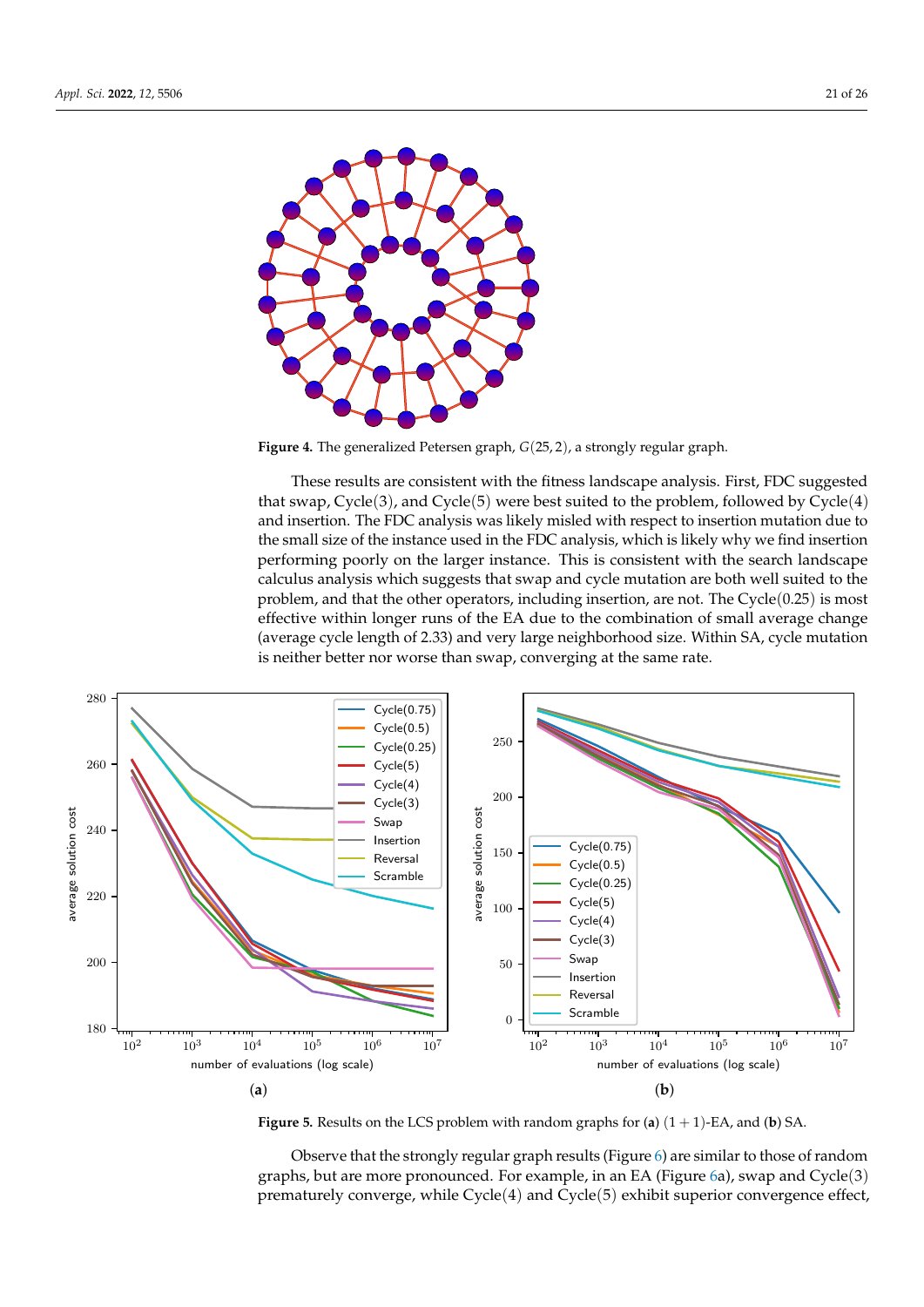**Figure 4.** The generalized Petersen graph, $G(25, 2)$, a strongly regular graph.

These results are consistent with the fitness landscape analysis. First, FDC suggested that swap, Cycle(3), and Cycle(5) were best suited to the problem, followed by Cycle(4) and insertion. The FDC analysis was likely misled with respect to insertion mutation due to the small size of the instance used in the FDC analysis, which is likely why we find insertion performing poorly on the larger instance. This is consistent with the search landscape calculus analysis which suggests that swap and cycle mutation are both well suited to the problem, and that the other operators, including insertion, are not. The Cycle(0.25) is most effective within longer runs of the EA due to the combination of small average change (average cycle length of 2.33) and very large neighborhood size. Within SA, cycle mutation is neither better nor worse than swap, converging at the same rate.

**Figure 5.** Results on the LCS problem with random graphs for (**a**) $(1+1)$-EA, and (**b**) SA.

Observe that the strongly regular graph results (Figure 6) are similar to those of random graphs, but are more pronounced. For example, in an EA (Figure 6a), swap and Cycle(3) prematurely converge, while Cycle(4) and Cycle(5) exhibit superior convergence effect,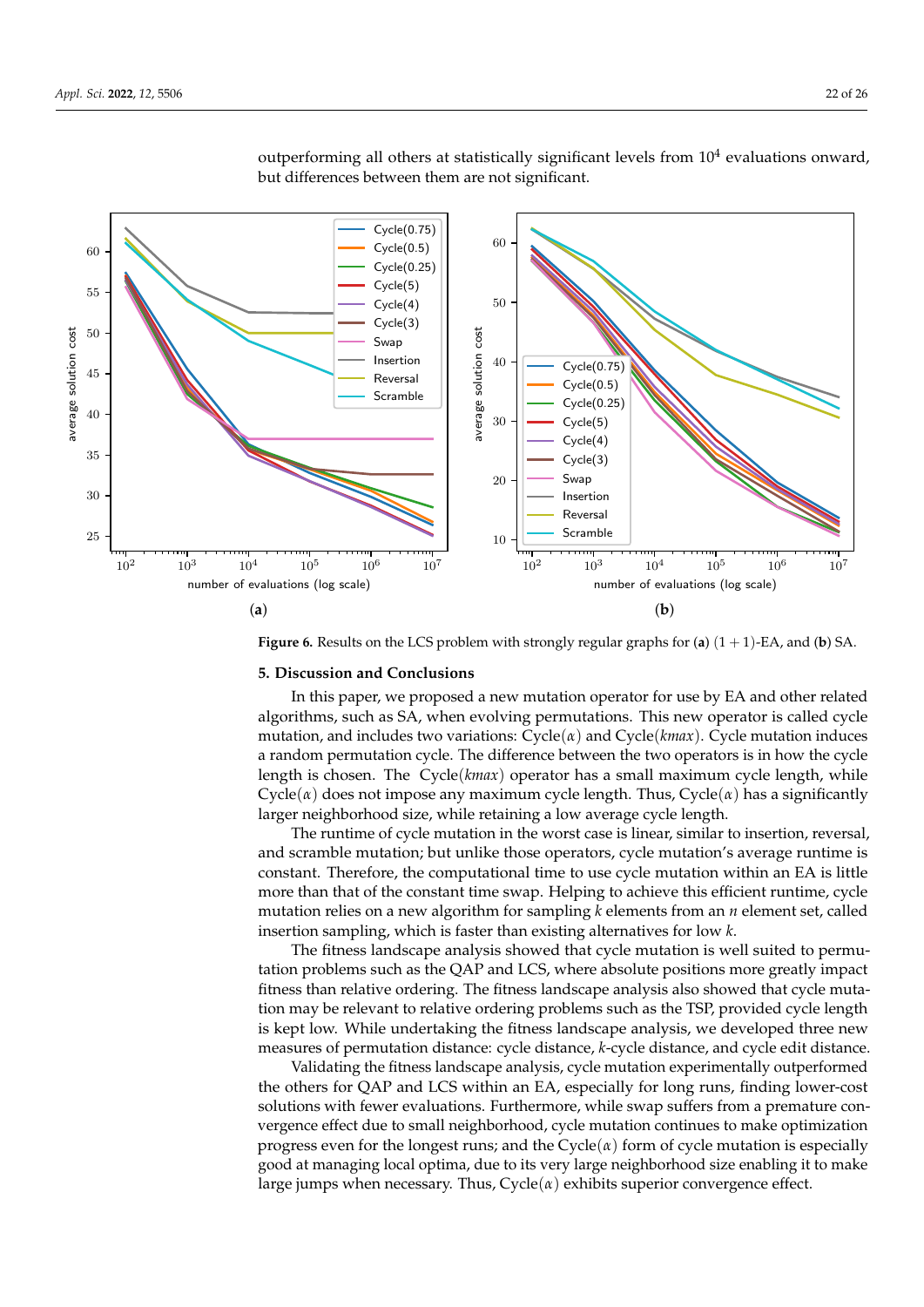outperforming all others at statistically significant levels from $10^4$ evaluations onward, but differences between them are not significant.

**Figure 6.** Results on the LCS problem with strongly regular graphs for (**a**) $(1+1)$-EA, and (**b**) SA.

## 5. Discussion and Conclusions

In this paper, we proposed a new mutation operator for use by EA and other related algorithms, such as SA, when evolving permutations. This new operator is called cycle mutation, and includes two variations: Cycle($\alpha$) and Cycle($kmax$). Cycle mutation induces a random permutation cycle. The difference between the two operators is in how the cycle length is chosen. The Cycle($kmax$) operator has a small maximum cycle length, while Cycle($\alpha$) does not impose any maximum cycle length. Thus, Cycle($\alpha$) has a significantly larger neighborhood size, while retaining a low average cycle length.

The runtime of cycle mutation in the worst case is linear, similar to insertion, reversal, and scramble mutation; but unlike those operators, cycle mutation's average runtime is constant. Therefore, the computational time to use cycle mutation within an EA is little more than that of the constant time swap. Helping to achieve this efficient runtime, cycle mutation relies on a new algorithm for sampling $k$ elements from an $n$ element set, called insertion sampling, which is faster than existing alternatives for low $k$.

The fitness landscape analysis showed that cycle mutation is well suited to permutation problems such as the QAP and LCS, where absolute positions more greatly impact fitness than relative ordering. The fitness landscape analysis also showed that cycle mutation may be relevant to relative ordering problems such as the TSP, provided cycle length is kept low. While undertaking the fitness landscape analysis, we developed three new measures of permutation distance: cycle distance, $k$-cycle distance, and cycle edit distance.

Validating the fitness landscape analysis, cycle mutation experimentally outperformed the others for QAP and LCS within an EA, especially for long runs, finding lower-cost solutions with fewer evaluations. Furthermore, while swap suffers from a premature convergence effect due to small neighborhood, cycle mutation continues to make optimization progress even for the longest runs; and the Cycle($\alpha$) form of cycle mutation is especially good at managing local optima, due to its very large neighborhood size enabling it to make large jumps when necessary. Thus, Cycle($\alpha$) exhibits superior convergence effect.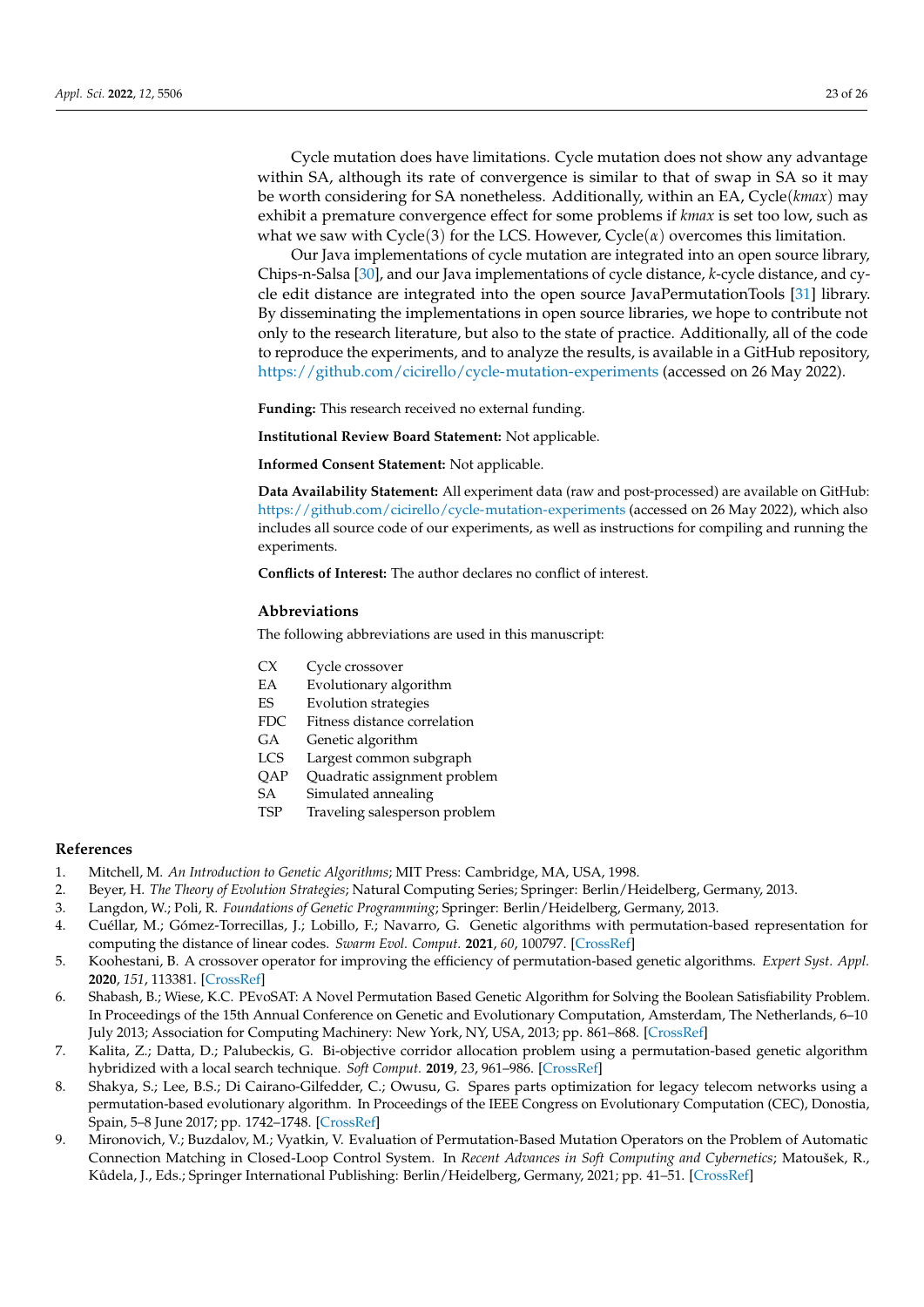Cycle mutation does have limitations. Cycle mutation does not show any advantage within SA, although its rate of convergence is similar to that of swap in SA so it may be worth considering for SA nonetheless. Additionally, within an EA, Cycle($kmax$) may exhibit a premature convergence effect for some problems if $kmax$ is set too low, such as what we saw with Cycle(3) for the LCS. However, Cycle($\alpha$) overcomes this limitation.

Our Java implementations of cycle mutation are integrated into an open source library, Chips-n-Salsa [30], and our Java implementations of cycle distance, $k$-cycle distance, and cycle edit distance are integrated into the open source JavaPermutationTools [31] library. By disseminating the implementations in open source libraries, we hope to contribute not only to the research literature, but also to the state of practice. Additionally, all of the code to reproduce the experiments, and to analyze the results, is available in a GitHub repository, https://github.com/cicirello/cycle-mutation-experiments (accessed on 26 May 2022).

**Funding:** This research received no external funding.

**Institutional Review Board Statement:** Not applicable.

**Informed Consent Statement:** Not applicable.

**Data Availability Statement:** All experiment data (raw and post-processed) are available on GitHub: https://github.com/cicirello/cycle-mutation-experiments (accessed on 26 May 2022), which also includes all source code of our experiments, as well as instructions for compiling and running the experiments.

**Conflicts of Interest:** The author declares no conflict of interest.

## Abbreviations

The following abbreviations are used in this manuscript:

| | |
|---|---|
| CX | Cycle crossover |
| EA | Evolutionary algorithm |
| ES | Evolution strategies |
| FDC | Fitness distance correlation |
| GA | Genetic algorithm |
| LCS | Largest common subgraph |
| QAP | Quadratic assignment problem |
| SA | Simulated annealing |
| TSP | Traveling salesperson problem |

## References

1. Mitchell, M. *An Introduction to Genetic Algorithms*; MIT Press: Cambridge, MA, USA, 1998.
2. Beyer, H. *The Theory of Evolution Strategies*; Natural Computing Series; Springer: Berlin/Heidelberg, Germany, 2013.
3. Langdon, W.; Poli, R. *Foundations of Genetic Programming*; Springer: Berlin/Heidelberg, Germany, 2013.
4. Cuéllar, M.; Gómez-Torrecillas, J.; Lobillo, F.; Navarro, G. Genetic algorithms with permutation-based representation for computing the distance of linear codes. *Swarm Evol. Comput.* **2021**, *60*, 100797. [CrossRef]
5. Koohestani, B. A crossover operator for improving the efficiency of permutation-based genetic algorithms. *Expert Syst. Appl.* **2020**, *151*, 113381. [CrossRef]
6. Shabash, B.; Wiese, K.C. PEvoSAT: A Novel Permutation Based Genetic Algorithm for Solving the Boolean Satisfiability Problem. In Proceedings of the 15th Annual Conference on Genetic and Evolutionary Computation, Amsterdam, The Netherlands, 6–10 July 2013; Association for Computing Machinery: New York, NY, USA, 2013; pp. 861–868. [CrossRef]
7. Kalita, Z.; Datta, D.; Palubeckis, G. Bi-objective corridor allocation problem using a permutation-based genetic algorithm hybridized with a local search technique. *Soft Comput.* **2019**, *23*, 961–986. [CrossRef]
8. Shakya, S.; Lee, B.S.; Di Cairano-Gilfedder, C.; Owusu, G. Spares parts optimization for legacy telecom networks using a permutation-based evolutionary algorithm. In Proceedings of the IEEE Congress on Evolutionary Computation (CEC), Donostia, Spain, 5–8 June 2017; pp. 1742–1748. [CrossRef]
9. Mironovich, V.; Buzdalov, M.; Vyatkin, V. Evaluation of Permutation-Based Mutation Operators on the Problem of Automatic Connection Matching in Closed-Loop Control System. In *Recent Advances in Soft Computing and Cybernetics*; Matoušek, R., Kůdela, J., Eds.; Springer International Publishing: Berlin/Heidelberg, Germany, 2021; pp. 41–51. [CrossRef]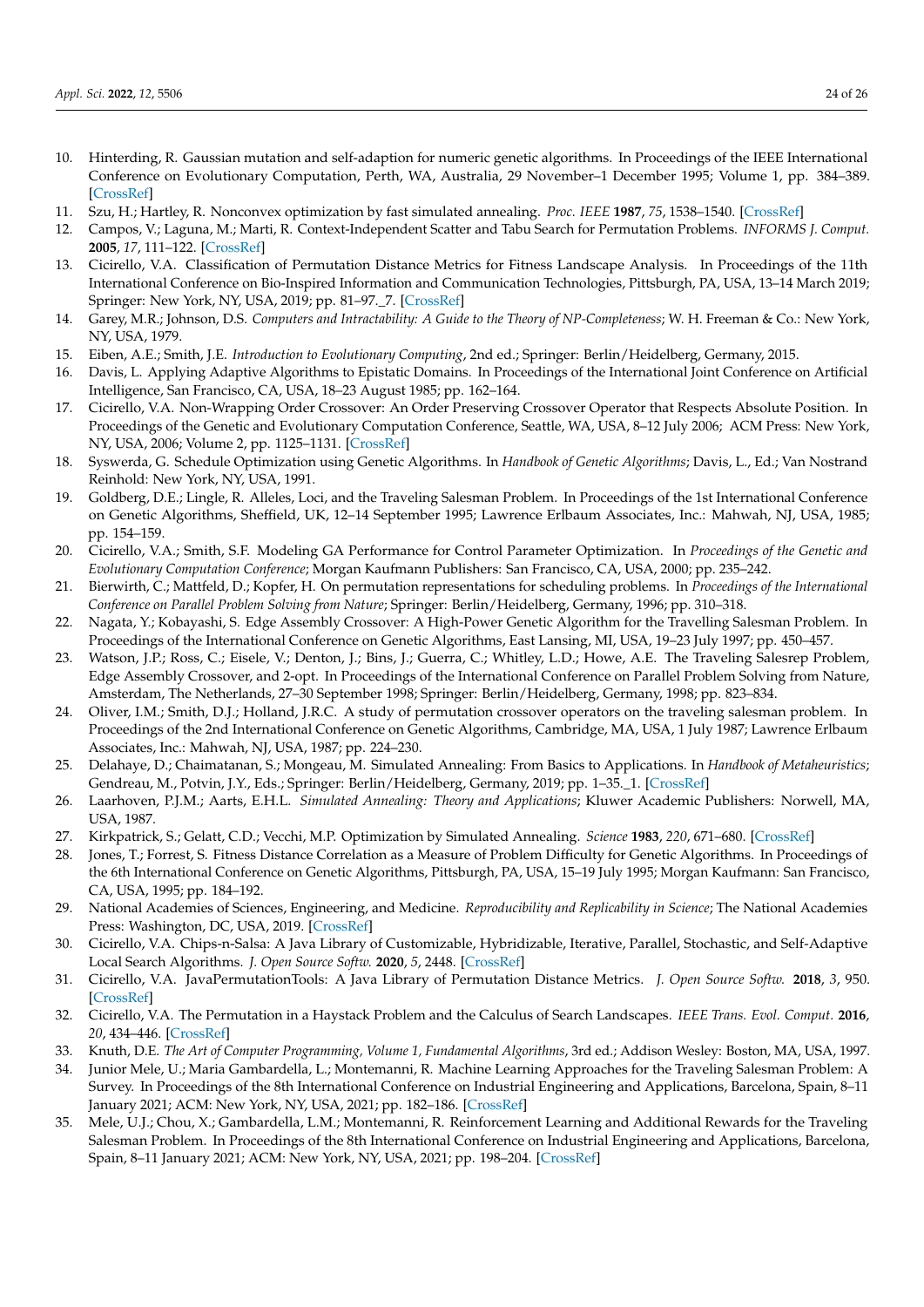10. Hinterding, R. Gaussian mutation and self-adaption for numeric genetic algorithms. In Proceedings of the IEEE International Conference on Evolutionary Computation, Perth, WA, Australia, 29 November–1 December 1995; Volume 1, pp. 384–389. [CrossRef]
11. Szu, H.; Hartley, R. Nonconvex optimization by fast simulated annealing. *Proc. IEEE* **1987**, *75*, 1538–1540. [CrossRef]
12. Campos, V.; Laguna, M.; Marti, R. Context-Independent Scatter and Tabu Search for Permutation Problems. *INFORMS J. Comput.* **2005**, *17*, 111–122. [CrossRef]
13. Cicirello, V.A. Classification of Permutation Distance Metrics for Fitness Landscape Analysis. In Proceedings of the 11th International Conference on Bio-Inspired Information and Communication Technologies, Pittsburgh, PA, USA, 13–14 March 2019; Springer: New York, NY, USA, 2019; pp. 81–97._7. [CrossRef]
14. Garey, M.R.; Johnson, D.S. *Computers and Intractability: A Guide to the Theory of NP-Completeness*; W. H. Freeman & Co.: New York, NY, USA, 1979.
15. Eiben, A.E.; Smith, J.E. *Introduction to Evolutionary Computing*, 2nd ed.; Springer: Berlin/Heidelberg, Germany, 2015.
16. Davis, L. Applying Adaptive Algorithms to Epistatic Domains. In Proceedings of the International Joint Conference on Artificial Intelligence, San Francisco, CA, USA, 18–23 August 1985; pp. 162–164.
17. Cicirello, V.A. Non-Wrapping Order Crossover: An Order Preserving Crossover Operator that Respects Absolute Position. In Proceedings of the Genetic and Evolutionary Computation Conference, Seattle, WA, USA, 8–12 July 2006; ACM Press: New York, NY, USA, 2006; Volume 2, pp. 1125–1131. [CrossRef]
18. Syswerda, G. Schedule Optimization using Genetic Algorithms. In *Handbook of Genetic Algorithms*; Davis, L., Ed.; Van Nostrand Reinhold: New York, NY, USA, 1991.
19. Goldberg, D.E.; Lingle, R. Alleles, Loci, and the Traveling Salesman Problem. In Proceedings of the 1st International Conference on Genetic Algorithms, Sheffield, UK, 12–14 September 1995; Lawrence Erlbaum Associates, Inc.: Mahwah, NJ, USA, 1985; pp. 154–159.
20. Cicirello, V.A.; Smith, S.F. Modeling GA Performance for Control Parameter Optimization. In *Proceedings of the Genetic and Evolutionary Computation Conference*; Morgan Kaufmann Publishers: San Francisco, CA, USA, 2000; pp. 235–242.
21. Bierwirth, C.; Mattfeld, D.; Kopfer, H. On permutation representations for scheduling problems. In *Proceedings of the International Conference on Parallel Problem Solving from Nature*; Springer: Berlin/Heidelberg, Germany, 1996; pp. 310–318.
22. Nagata, Y.; Kobayashi, S. Edge Assembly Crossover: A High-Power Genetic Algorithm for the Travelling Salesman Problem. In Proceedings of the International Conference on Genetic Algorithms, East Lansing, MI, USA, 19–23 July 1997; pp. 450–457.
23. Watson, J.P.; Ross, C.; Eisele, V.; Denton, J.; Bins, J.; Guerra, C.; Whitley, L.D.; Howe, A.E. The Traveling Salesrep Problem, Edge Assembly Crossover, and 2-opt. In Proceedings of the International Conference on Parallel Problem Solving from Nature, Amsterdam, The Netherlands, 27–30 September 1998; Springer: Berlin/Heidelberg, Germany, 1998; pp. 823–834.
24. Oliver, I.M.; Smith, D.J.; Holland, J.R.C. A study of permutation crossover operators on the traveling salesman problem. In Proceedings of the 2nd International Conference on Genetic Algorithms, Cambridge, MA, USA, 1 July 1987; Lawrence Erlbaum Associates, Inc.: Mahwah, NJ, USA, 1987; pp. 224–230.
25. Delahaye, D.; Chaimatanan, S.; Mongeau, M. Simulated Annealing: From Basics to Applications. In *Handbook of Metaheuristics*; Gendreau, M., Potvin, J.Y., Eds.; Springer: Berlin/Heidelberg, Germany, 2019; pp. 1–35._1. [CrossRef]
26. Laarhoven, P.J.M.; Aarts, E.H.L. *Simulated Annealing: Theory and Applications*; Kluwer Academic Publishers: Norwell, MA, USA, 1987.
27. Kirkpatrick, S.; Gelatt, C.D.; Vecchi, M.P. Optimization by Simulated Annealing. *Science* **1983**, *220*, 671–680. [CrossRef]
28. Jones, T.; Forrest, S. Fitness Distance Correlation as a Measure of Problem Difficulty for Genetic Algorithms. In Proceedings of the 6th International Conference on Genetic Algorithms, Pittsburgh, PA, USA, 15–19 July 1995; Morgan Kaufmann: San Francisco, CA, USA, 1995; pp. 184–192.
29. National Academies of Sciences, Engineering, and Medicine. *Reproducibility and Replicability in Science*; The National Academies Press: Washington, DC, USA, 2019. [CrossRef]
30. Cicirello, V.A. Chips-n-Salsa: A Java Library of Customizable, Hybridizable, Iterative, Parallel, Stochastic, and Self-Adaptive Local Search Algorithms. *J. Open Source Softw.* **2020**, *5*, 2448. [CrossRef]
31. Cicirello, V.A. JavaPermutationTools: A Java Library of Permutation Distance Metrics. *J. Open Source Softw.* **2018**, *3*, 950. [CrossRef]
32. Cicirello, V.A. The Permutation in a Haystack Problem and the Calculus of Search Landscapes. *IEEE Trans. Evol. Comput.* **2016**, *20*, 434–446. [CrossRef]
33. Knuth, D.E. *The Art of Computer Programming, Volume 1, Fundamental Algorithms*, 3rd ed.; Addison Wesley: Boston, MA, USA, 1997.
34. Junior Mele, U.; Maria Gambardella, L.; Montemanni, R. Machine Learning Approaches for the Traveling Salesman Problem: A Survey. In Proceedings of the 8th International Conference on Industrial Engineering and Applications, Barcelona, Spain, 8–11 January 2021; ACM: New York, NY, USA, 2021; pp. 182–186. [CrossRef]
35. Mele, U.J.; Chou, X.; Gambardella, L.M.; Montemanni, R. Reinforcement Learning and Additional Rewards for the Traveling Salesman Problem. In Proceedings of the 8th International Conference on Industrial Engineering and Applications, Barcelona, Spain, 8–11 January 2021; ACM: New York, NY, USA, 2021; pp. 198–204. [CrossRef]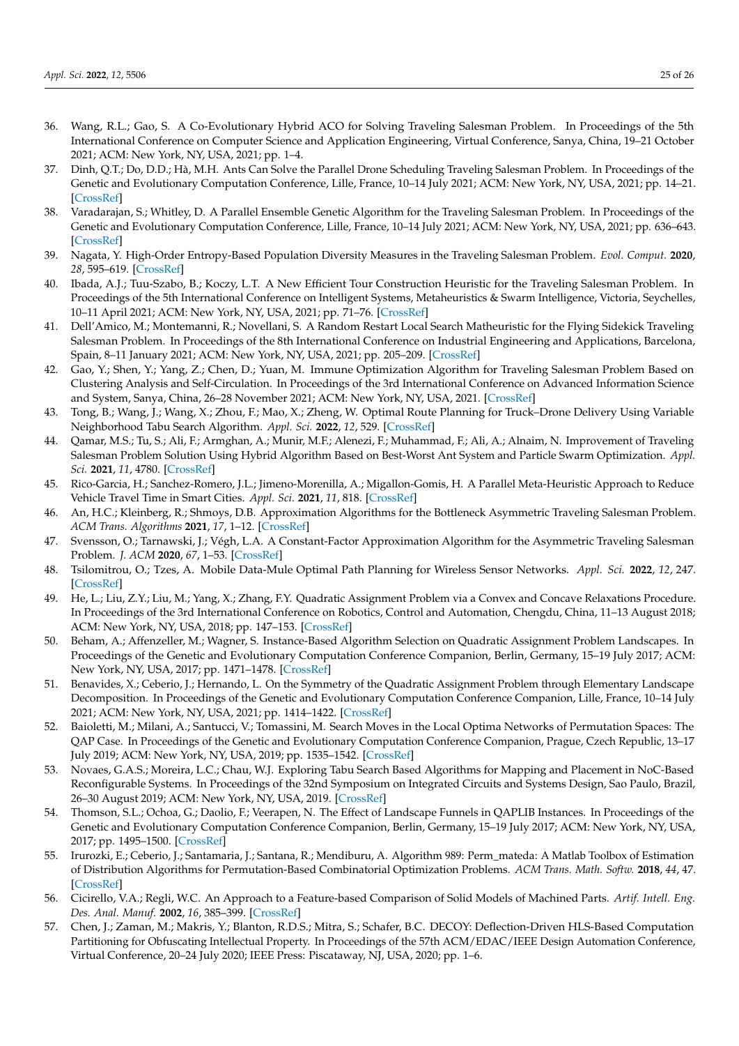36. Wang, R.L.; Gao, S. A Co-Evolutionary Hybrid ACO for Solving Traveling Salesman Problem. In Proceedings of the 5th International Conference on Computer Science and Application Engineering, Virtual Conference, Sanya, China, 19–21 October 2021; ACM: New York, NY, USA, 2021; pp. 1–4.
37. Dinh, Q.T.; Do, D.D.; Hà, M.H. Ants Can Solve the Parallel Drone Scheduling Traveling Salesman Problem. In Proceedings of the Genetic and Evolutionary Computation Conference, Lille, France, 10–14 July 2021; ACM: New York, NY, USA, 2021; pp. 14–21. [CrossRef]
38. Varadarajan, S.; Whitley, D. A Parallel Ensemble Genetic Algorithm for the Traveling Salesman Problem. In Proceedings of the Genetic and Evolutionary Computation Conference, Lille, France, 10–14 July 2021; ACM: New York, NY, USA, 2021; pp. 636–643. [CrossRef]
39. Nagata, Y. High-Order Entropy-Based Population Diversity Measures in the Traveling Salesman Problem. *Evol. Comput.* **2020**, *28*, 595–619. [CrossRef]
40. Ibada, A.J.; Tuu-Szabo, B.; Koczy, L.T. A New Efficient Tour Construction Heuristic for the Traveling Salesman Problem. In Proceedings of the 5th International Conference on Intelligent Systems, Metaheuristics & Swarm Intelligence, Victoria, Seychelles, 10–11 April 2021; ACM: New York, NY, USA, 2021; pp. 71–76. [CrossRef]
41. Dell'Amico, M.; Montemanni, R.; Novellani, S. A Random Restart Local Search Matheuristic for the Flying Sidekick Traveling Salesman Problem. In Proceedings of the 8th International Conference on Industrial Engineering and Applications, Barcelona, Spain, 8–11 January 2021; ACM: New York, NY, USA, 2021; pp. 205–209. [CrossRef]
42. Gao, Y.; Shen, Y.; Yang, Z.; Chen, D.; Yuan, M. Immune Optimization Algorithm for Traveling Salesman Problem Based on Clustering Analysis and Self-Circulation. In Proceedings of the 3rd International Conference on Advanced Information Science and System, Sanya, China, 26–28 November 2021; ACM: New York, NY, USA, 2021. [CrossRef]
43. Tong, B.; Wang, J.; Wang, X.; Zhou, F.; Mao, X.; Zheng, W. Optimal Route Planning for Truck–Drone Delivery Using Variable Neighborhood Tabu Search Algorithm. *Appl. Sci.* **2022**, *12*, 529. [CrossRef]
44. Qamar, M.S.; Tu, S.; Ali, F.; Armghan, A.; Munir, M.F.; Alenezi, F.; Muhammad, F.; Ali, A.; Alnaim, N. Improvement of Traveling Salesman Problem Solution Using Hybrid Algorithm Based on Best-Worst Ant System and Particle Swarm Optimization. *Appl. Sci.* **2021**, *11*, 4780. [CrossRef]
45. Rico-Garcia, H.; Sanchez-Romero, J.L.; Jimeno-Morenilla, A.; Migallon-Gomis, H. A Parallel Meta-Heuristic Approach to Reduce Vehicle Travel Time in Smart Cities. *Appl. Sci.* **2021**, *11*, 818. [CrossRef]
46. An, H.C.; Kleinberg, R.; Shmoys, D.B. Approximation Algorithms for the Bottleneck Asymmetric Traveling Salesman Problem. *ACM Trans. Algorithms* **2021**, *17*, 1–12. [CrossRef]
47. Svensson, O.; Tarnawski, J.; Végh, L.A. A Constant-Factor Approximation Algorithm for the Asymmetric Traveling Salesman Problem. *J. ACM* **2020**, *67*, 1–53. [CrossRef]
48. Tsilomitrou, O.; Tzes, A. Mobile Data-Mule Optimal Path Planning for Wireless Sensor Networks. *Appl. Sci.* **2022**, *12*, 247. [CrossRef]
49. He, L.; Liu, Z.Y.; Liu, M.; Yang, X.; Zhang, F.Y. Quadratic Assignment Problem via a Convex and Concave Relaxations Procedure. In Proceedings of the 3rd International Conference on Robotics, Control and Automation, Chengdu, China, 11–13 August 2018; ACM: New York, NY, USA, 2018; pp. 147–153. [CrossRef]
50. Beham, A.; Affenzeller, M.; Wagner, S. Instance-Based Algorithm Selection on Quadratic Assignment Problem Landscapes. In Proceedings of the Genetic and Evolutionary Computation Conference Companion, Berlin, Germany, 15–19 July 2017; ACM: New York, NY, USA, 2017; pp. 1471–1478. [CrossRef]
51. Benavides, X.; Ceberio, J.; Hernando, L. On the Symmetry of the Quadratic Assignment Problem through Elementary Landscape Decomposition. In Proceedings of the Genetic and Evolutionary Computation Conference Companion, Lille, France, 10–14 July 2021; ACM: New York, NY, USA, 2021; pp. 1414–1422. [CrossRef]
52. Baioletti, M.; Milani, A.; Santucci, V.; Tomassini, M. Search Moves in the Local Optima Networks of Permutation Spaces: The QAP Case. In Proceedings of the Genetic and Evolutionary Computation Conference Companion, Prague, Czech Republic, 13–17 July 2019; ACM: New York, NY, USA, 2019; pp. 1535–1542. [CrossRef]
53. Novaes, G.A.S.; Moreira, L.C.; Chau, W.J. Exploring Tabu Search Based Algorithms for Mapping and Placement in NoC-Based Reconfigurable Systems. In Proceedings of the 32nd Symposium on Integrated Circuits and Systems Design, Sao Paulo, Brazil, 26–30 August 2019; ACM: New York, NY, USA, 2019. [CrossRef]
54. Thomson, S.L.; Ochoa, G.; Daolio, F.; Veerapen, N. The Effect of Landscape Funnels in QAPLIB Instances. In Proceedings of the Genetic and Evolutionary Computation Conference Companion, Berlin, Germany, 15–19 July 2017; ACM: New York, NY, USA, 2017; pp. 1495–1500. [CrossRef]
55. Irurozki, E.; Ceberio, J.; Santamaria, J.; Santana, R.; Mendiburu, A. Algorithm 989: Perm_mateda: A Matlab Toolbox of Estimation of Distribution Algorithms for Permutation-Based Combinatorial Optimization Problems. *ACM Trans. Math. Softw.* **2018**, *44*, 47. [CrossRef]
56. Cicirello, V.A.; Regli, W.C. An Approach to a Feature-based Comparison of Solid Models of Machined Parts. *Artif. Intell. Eng. Des. Anal. Manuf.* **2002**, *16*, 385–399. [CrossRef]
57. Chen, J.; Zaman, M.; Makris, Y.; Blanton, R.D.S.; Mitra, S.; Schafer, B.C. DECOY: Deflection-Driven HLS-Based Computation Partitioning for Obfuscating Intellectual Property. In Proceedings of the 57th ACM/EDAC/IEEE Design Automation Conference, Virtual Conference, 20–24 July 2020; IEEE Press: Piscataway, NJ, USA, 2020; pp. 1–6.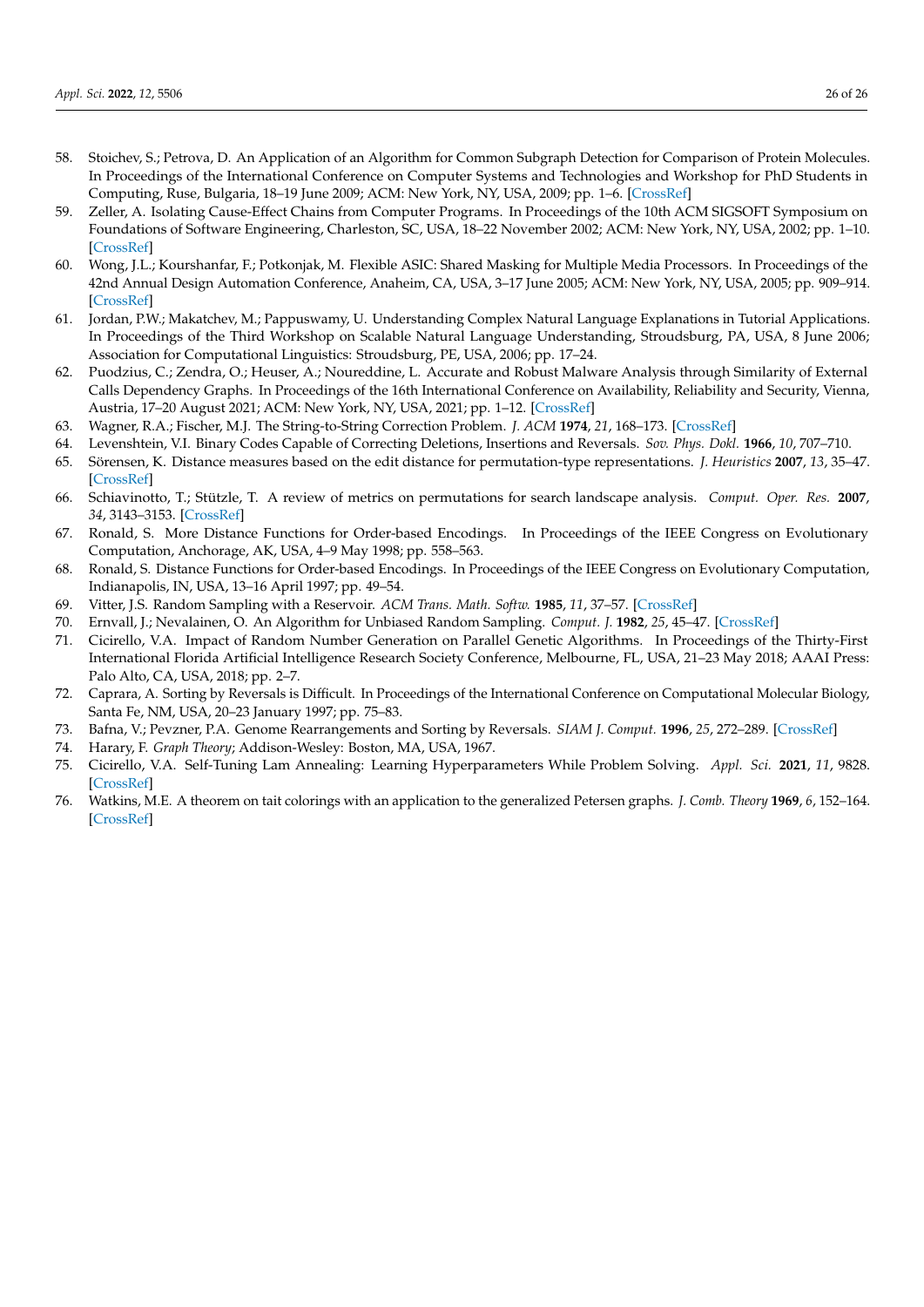58. Stoichev, S.; Petrova, D. An Application of an Algorithm for Common Subgraph Detection for Comparison of Protein Molecules. In Proceedings of the International Conference on Computer Systems and Technologies and Workshop for PhD Students in Computing, Ruse, Bulgaria, 18–19 June 2009; ACM: New York, NY, USA, 2009; pp. 1–6. [CrossRef]
59. Zeller, A. Isolating Cause-Effect Chains from Computer Programs. In Proceedings of the 10th ACM SIGSOFT Symposium on Foundations of Software Engineering, Charleston, SC, USA, 18–22 November 2002; ACM: New York, NY, USA, 2002; pp. 1–10. [CrossRef]
60. Wong, J.L.; Kourshanfar, F.; Potkonjak, M. Flexible ASIC: Shared Masking for Multiple Media Processors. In Proceedings of the 42nd Annual Design Automation Conference, Anaheim, CA, USA, 3–17 June 2005; ACM: New York, NY, USA, 2005; pp. 909–914. [CrossRef]
61. Jordan, P.W.; Makatchev, M.; Pappuswamy, U. Understanding Complex Natural Language Explanations in Tutorial Applications. In Proceedings of the Third Workshop on Scalable Natural Language Understanding, Stroudsburg, PA, USA, 8 June 2006; Association for Computational Linguistics: Stroudsburg, PE, USA, 2006; pp. 17–24.
62. Puodzius, C.; Zendra, O.; Heuser, A.; Noureddine, L. Accurate and Robust Malware Analysis through Similarity of External Calls Dependency Graphs. In Proceedings of the 16th International Conference on Availability, Reliability and Security, Vienna, Austria, 17–20 August 2021; ACM: New York, NY, USA, 2021; pp. 1–12. [CrossRef]
63. Wagner, R.A.; Fischer, M.J. The String-to-String Correction Problem. *J. ACM* **1974**, *21*, 168–173. [CrossRef]
64. Levenshtein, V.I. Binary Codes Capable of Correcting Deletions, Insertions and Reversals. *Sov. Phys. Dokl.* **1966**, *10*, 707–710.
65. Sörensen, K. Distance measures based on the edit distance for permutation-type representations. *J. Heuristics* **2007**, *13*, 35–47. [CrossRef]
66. Schiavinotto, T.; Stützle, T. A review of metrics on permutations for search landscape analysis. *Comput. Oper. Res.* **2007**, *34*, 3143–3153. [CrossRef]
67. Ronald, S. More Distance Functions for Order-based Encodings. In Proceedings of the IEEE Congress on Evolutionary Computation, Anchorage, AK, USA, 4–9 May 1998; pp. 558–563.
68. Ronald, S. Distance Functions for Order-based Encodings. In Proceedings of the IEEE Congress on Evolutionary Computation, Indianapolis, IN, USA, 13–16 April 1997; pp. 49–54.
69. Vitter, J.S. Random Sampling with a Reservoir. *ACM Trans. Math. Softw.* **1985**, *11*, 37–57. [CrossRef]
70. Ernvall, J.; Nevalainen, O. An Algorithm for Unbiased Random Sampling. *Comput. J.* **1982**, *25*, 45–47. [CrossRef]
71. Cicirello, V.A. Impact of Random Number Generation on Parallel Genetic Algorithms. In Proceedings of the Thirty-First International Florida Artificial Intelligence Research Society Conference, Melbourne, FL, USA, 21–23 May 2018; AAAI Press: Palo Alto, CA, USA, 2018; pp. 2–7.
72. Caprara, A. Sorting by Reversals is Difficult. In Proceedings of the International Conference on Computational Molecular Biology, Santa Fe, NM, USA, 20–23 January 1997; pp. 75–83.
73. Bafna, V.; Pevzner, P.A. Genome Rearrangements and Sorting by Reversals. *SIAM J. Comput.* **1996**, *25*, 272–289. [CrossRef]
74. Harary, F. *Graph Theory*; Addison-Wesley: Boston, MA, USA, 1967.
75. Cicirello, V.A. Self-Tuning Lam Annealing: Learning Hyperparameters While Problem Solving. *Appl. Sci.* **2021**, *11*, 9828. [CrossRef]
76. Watkins, M.E. A theorem on tait colorings with an application to the generalized Petersen graphs. *J. Comb. Theory* **1969**, *6*, 152–164. [CrossRef]